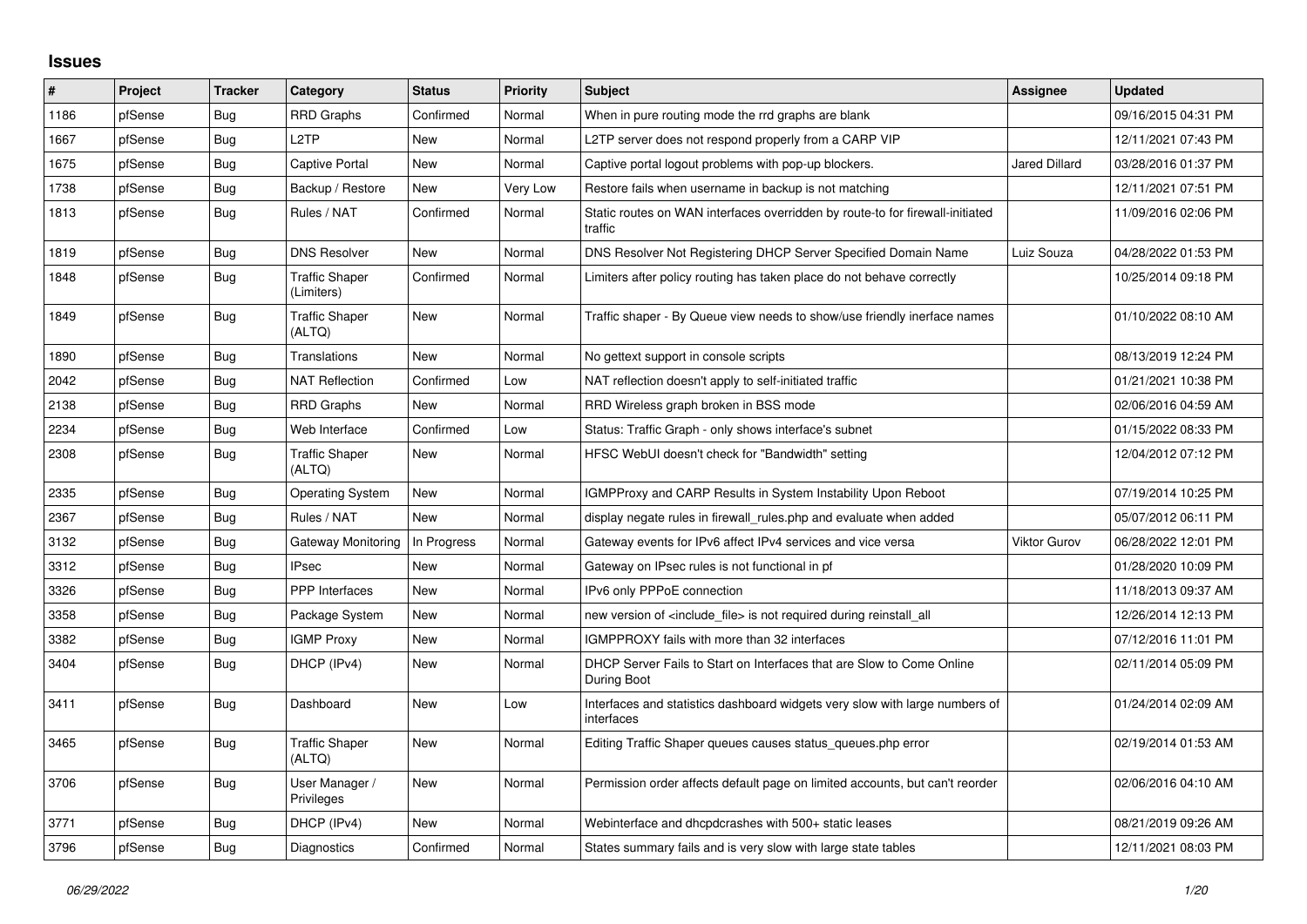## Issues

| # | Project | Tracker | Category | Status | Priority | Subject | Assignee | Updated |
|---|---|---|---|---|---|---|---|---|
| 1186 | pfSense | Bug | RRD Graphs | Confirmed | Normal | When in pure routing mode the rrd graphs are blank | | 09/16/2015 04:31 PM |
| 1667 | pfSense | Bug | L2TP | New | Normal | L2TP server does not respond properly from a CARP VIP | | 12/11/2021 07:43 PM |
| 1675 | pfSense | Bug | Captive Portal | New | Normal | Captive portal logout problems with pop-up blockers. | Jared Dillard | 03/28/2016 01:37 PM |
| 1738 | pfSense | Bug | Backup / Restore | New | Very Low | Restore fails when username in backup is not matching | | 12/11/2021 07:51 PM |
| 1813 | pfSense | Bug | Rules / NAT | Confirmed | Normal | Static routes on WAN interfaces overridden by route-to for firewall-initiated traffic | | 11/09/2016 02:06 PM |
| 1819 | pfSense | Bug | DNS Resolver | New | Normal | DNS Resolver Not Registering DHCP Server Specified Domain Name | Luiz Souza | 04/28/2022 01:53 PM |
| 1848 | pfSense | Bug | Traffic Shaper (Limiters) | Confirmed | Normal | Limiters after policy routing has taken place do not behave correctly | | 10/25/2014 09:18 PM |
| 1849 | pfSense | Bug | Traffic Shaper (ALTQ) | New | Normal | Traffic shaper - By Queue view needs to show/use friendly inerface names | | 01/10/2022 08:10 AM |
| 1890 | pfSense | Bug | Translations | New | Normal | No gettext support in console scripts | | 08/13/2019 12:24 PM |
| 2042 | pfSense | Bug | NAT Reflection | Confirmed | Low | NAT reflection doesn't apply to self-initiated traffic | | 01/21/2021 10:38 PM |
| 2138 | pfSense | Bug | RRD Graphs | New | Normal | RRD Wireless graph broken in BSS mode | | 02/06/2016 04:59 AM |
| 2234 | pfSense | Bug | Web Interface | Confirmed | Low | Status: Traffic Graph - only shows interface's subnet | | 01/15/2022 08:33 PM |
| 2308 | pfSense | Bug | Traffic Shaper (ALTQ) | New | Normal | HFSC WebUI doesn't check for "Bandwidth" setting | | 12/04/2012 07:12 PM |
| 2335 | pfSense | Bug | Operating System | New | Normal | IGMPProxy and CARP Results in System Instability Upon Reboot | | 07/19/2014 10:25 PM |
| 2367 | pfSense | Bug | Rules / NAT | New | Normal | display negate rules in firewall_rules.php and evaluate when added | | 05/07/2012 06:11 PM |
| 3132 | pfSense | Bug | Gateway Monitoring | In Progress | Normal | Gateway events for IPv6 affect IPv4 services and vice versa | Viktor Gurov | 06/28/2022 12:01 PM |
| 3312 | pfSense | Bug | IPsec | New | Normal | Gateway on IPsec rules is not functional in pf | | 01/28/2020 10:09 PM |
| 3326 | pfSense | Bug | PPP Interfaces | New | Normal | IPv6 only PPPoE connection | | 11/18/2013 09:37 AM |
| 3358 | pfSense | Bug | Package System | New | Normal | new version of <include_file> is not required during reinstall_all | | 12/26/2014 12:13 PM |
| 3382 | pfSense | Bug | IGMP Proxy | New | Normal | IGMPPROXY fails with more than 32 interfaces | | 07/12/2016 11:01 PM |
| 3404 | pfSense | Bug | DHCP (IPv4) | New | Normal | DHCP Server Fails to Start on Interfaces that are Slow to Come Online During Boot | | 02/11/2014 05:09 PM |
| 3411 | pfSense | Bug | Dashboard | New | Low | Interfaces and statistics dashboard widgets very slow with large numbers of interfaces | | 01/24/2014 02:09 AM |
| 3465 | pfSense | Bug | Traffic Shaper (ALTQ) | New | Normal | Editing Traffic Shaper queues causes status_queues.php error | | 02/19/2014 01:53 AM |
| 3706 | pfSense | Bug | User Manager / Privileges | New | Normal | Permission order affects default page on limited accounts, but can't reorder | | 02/06/2016 04:10 AM |
| 3771 | pfSense | Bug | DHCP (IPv4) | New | Normal | Webinterface and dhcpdcrashes with 500+ static leases | | 08/21/2019 09:26 AM |
| 3796 | pfSense | Bug | Diagnostics | Confirmed | Normal | States summary fails and is very slow with large state tables | | 12/11/2021 08:03 PM |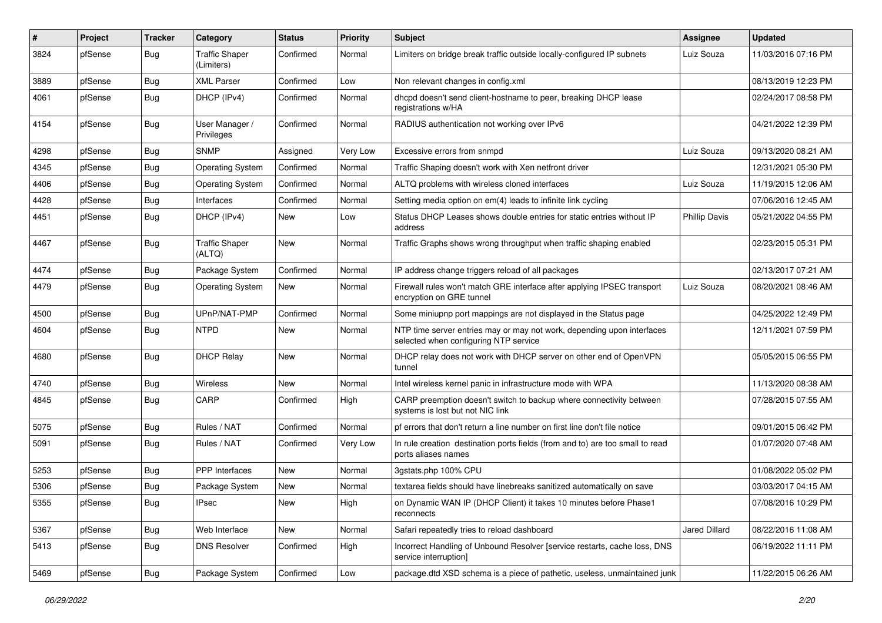| # | Project | Tracker | Category | Status | Priority | Subject | Assignee | Updated |
|---|---|---|---|---|---|---|---|---|
| 3824 | pfSense | Bug | Traffic Shaper (Limiters) | Confirmed | Normal | Limiters on bridge break traffic outside locally-configured IP subnets | Luiz Souza | 11/03/2016 07:16 PM |
| 3889 | pfSense | Bug | XML Parser | Confirmed | Low | Non relevant changes in config.xml | | 08/13/2019 12:23 PM |
| 4061 | pfSense | Bug | DHCP (IPv4) | Confirmed | Normal | dhcpd doesn't send client-hostname to peer, breaking DHCP lease registrations w/HA | | 02/24/2017 08:58 PM |
| 4154 | pfSense | Bug | User Manager / Privileges | Confirmed | Normal | RADIUS authentication not working over IPv6 | | 04/21/2022 12:39 PM |
| 4298 | pfSense | Bug | SNMP | Assigned | Very Low | Excessive errors from snmpd | Luiz Souza | 09/13/2020 08:21 AM |
| 4345 | pfSense | Bug | Operating System | Confirmed | Normal | Traffic Shaping doesn't work with Xen netfront driver | | 12/31/2021 05:30 PM |
| 4406 | pfSense | Bug | Operating System | Confirmed | Normal | ALTQ problems with wireless cloned interfaces | Luiz Souza | 11/19/2015 12:06 AM |
| 4428 | pfSense | Bug | Interfaces | Confirmed | Normal | Setting media option on em(4) leads to infinite link cycling | | 07/06/2016 12:45 AM |
| 4451 | pfSense | Bug | DHCP (IPv4) | New | Low | Status DHCP Leases shows double entries for static entries without IP address | Phillip Davis | 05/21/2022 04:55 PM |
| 4467 | pfSense | Bug | Traffic Shaper (ALTQ) | New | Normal | Traffic Graphs shows wrong throughput when traffic shaping enabled | | 02/23/2015 05:31 PM |
| 4474 | pfSense | Bug | Package System | Confirmed | Normal | IP address change triggers reload of all packages | | 02/13/2017 07:21 AM |
| 4479 | pfSense | Bug | Operating System | New | Normal | Firewall rules won't match GRE interface after applying IPSEC transport encryption on GRE tunnel | Luiz Souza | 08/20/2021 08:46 AM |
| 4500 | pfSense | Bug | UPnP/NAT-PMP | Confirmed | Normal | Some miniupnp port mappings are not displayed in the Status page | | 04/25/2022 12:49 PM |
| 4604 | pfSense | Bug | NTPD | New | Normal | NTP time server entries may or may not work, depending upon interfaces selected when configuring NTP service | | 12/11/2021 07:59 PM |
| 4680 | pfSense | Bug | DHCP Relay | New | Normal | DHCP relay does not work with DHCP server on other end of OpenVPN tunnel | | 05/05/2015 06:55 PM |
| 4740 | pfSense | Bug | Wireless | New | Normal | Intel wireless kernel panic in infrastructure mode with WPA | | 11/13/2020 08:38 AM |
| 4845 | pfSense | Bug | CARP | Confirmed | High | CARP preemption doesn't switch to backup where connectivity between systems is lost but not NIC link | | 07/28/2015 07:55 AM |
| 5075 | pfSense | Bug | Rules / NAT | Confirmed | Normal | pf errors that don't return a line number on first line don't file notice | | 09/01/2015 06:42 PM |
| 5091 | pfSense | Bug | Rules / NAT | Confirmed | Very Low | In rule creation destination ports fields (from and to) are too small to read ports aliases names | | 01/07/2020 07:48 AM |
| 5253 | pfSense | Bug | PPP Interfaces | New | Normal | 3gstats.php 100% CPU | | 01/08/2022 05:02 PM |
| 5306 | pfSense | Bug | Package System | New | Normal | textarea fields should have linebreaks sanitized automatically on save | | 03/03/2017 04:15 AM |
| 5355 | pfSense | Bug | IPsec | New | High | on Dynamic WAN IP (DHCP Client) it takes 10 minutes before Phase1 reconnects | | 07/08/2016 10:29 PM |
| 5367 | pfSense | Bug | Web Interface | New | Normal | Safari repeatedly tries to reload dashboard | Jared Dillard | 08/22/2016 11:08 AM |
| 5413 | pfSense | Bug | DNS Resolver | Confirmed | High | Incorrect Handling of Unbound Resolver [service restarts, cache loss, DNS service interruption] | | 06/19/2022 11:11 PM |
| 5469 | pfSense | Bug | Package System | Confirmed | Low | package.dtd XSD schema is a piece of pathetic, useless, unmaintained junk | | 11/22/2015 06:26 AM |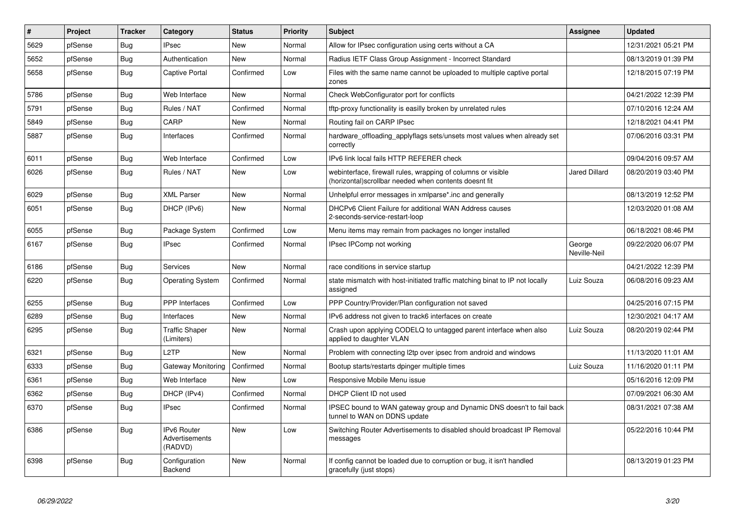| # | Project | Tracker | Category | Status | Priority | Subject | Assignee | Updated |
|---|---|---|---|---|---|---|---|---|
| 5629 | pfSense | Bug | IPsec | New | Normal | Allow for IPsec configuration using certs without a CA | | 12/31/2021 05:21 PM |
| 5652 | pfSense | Bug | Authentication | New | Normal | Radius IETF Class Group Assignment - Incorrect Standard | | 08/13/2019 01:39 PM |
| 5658 | pfSense | Bug | Captive Portal | Confirmed | Low | Files with the same name cannot be uploaded to multiple captive portal zones | | 12/18/2015 07:19 PM |
| 5786 | pfSense | Bug | Web Interface | New | Normal | Check WebConfigurator port for conflicts | | 04/21/2022 12:39 PM |
| 5791 | pfSense | Bug | Rules / NAT | Confirmed | Normal | tftp-proxy functionality is easilly broken by unrelated rules | | 07/10/2016 12:24 AM |
| 5849 | pfSense | Bug | CARP | New | Normal | Routing fail on CARP IPsec | | 12/18/2021 04:41 PM |
| 5887 | pfSense | Bug | Interfaces | Confirmed | Normal | hardware_offloading_applyflags sets/unsets most values when already set correctly | | 07/06/2016 03:31 PM |
| 6011 | pfSense | Bug | Web Interface | Confirmed | Low | IPv6 link local fails HTTP REFERER check | | 09/04/2016 09:57 AM |
| 6026 | pfSense | Bug | Rules / NAT | New | Low | webinterface, firewall rules, wrapping of columns or visible (horizontal)scrollbar needed when contents doesnt fit | Jared Dillard | 08/20/2019 03:40 PM |
| 6029 | pfSense | Bug | XML Parser | New | Normal | Unhelpful error messages in xmlparse*.inc and generally | | 08/13/2019 12:52 PM |
| 6051 | pfSense | Bug | DHCP (IPv6) | New | Normal | DHCPv6 Client Failure for additional WAN Address causes 2-seconds-service-restart-loop | | 12/03/2020 01:08 AM |
| 6055 | pfSense | Bug | Package System | Confirmed | Low | Menu items may remain from packages no longer installed | | 06/18/2021 08:46 PM |
| 6167 | pfSense | Bug | IPsec | Confirmed | Normal | IPsec IPComp not working | George Neville-Neil | 09/22/2020 06:07 PM |
| 6186 | pfSense | Bug | Services | New | Normal | race conditions in service startup | | 04/21/2022 12:39 PM |
| 6220 | pfSense | Bug | Operating System | Confirmed | Normal | state mismatch with host-initiated traffic matching binat to IP not locally assigned | Luiz Souza | 06/08/2016 09:23 AM |
| 6255 | pfSense | Bug | PPP Interfaces | Confirmed | Low | PPP Country/Provider/Plan configuration not saved | | 04/25/2016 07:15 PM |
| 6289 | pfSense | Bug | Interfaces | New | Normal | IPv6 address not given to track6 interfaces on create | | 12/30/2021 04:17 AM |
| 6295 | pfSense | Bug | Traffic Shaper (Limiters) | New | Normal | Crash upon applying CODELQ to untagged parent interface when also applied to daughter VLAN | Luiz Souza | 08/20/2019 02:44 PM |
| 6321 | pfSense | Bug | L2TP | New | Normal | Problem with connecting l2tp over ipsec from android and windows | | 11/13/2020 11:01 AM |
| 6333 | pfSense | Bug | Gateway Monitoring | Confirmed | Normal | Bootup starts/restarts dpinger multiple times | Luiz Souza | 11/16/2020 01:11 PM |
| 6361 | pfSense | Bug | Web Interface | New | Low | Responsive Mobile Menu issue | | 05/16/2016 12:09 PM |
| 6362 | pfSense | Bug | DHCP (IPv4) | Confirmed | Normal | DHCP Client ID not used | | 07/09/2021 06:30 AM |
| 6370 | pfSense | Bug | IPsec | Confirmed | Normal | IPSEC bound to WAN gateway group and Dynamic DNS doesn't to fail back tunnel to WAN on DDNS update | | 08/31/2021 07:38 AM |
| 6386 | pfSense | Bug | IPv6 Router Advertisements (RADVD) | New | Low | Switching Router Advertisements to disabled should broadcast IP Removal messages | | 05/22/2016 10:44 PM |
| 6398 | pfSense | Bug | Configuration Backend | New | Normal | If config cannot be loaded due to corruption or bug, it isn't handled gracefully (just stops) | | 08/13/2019 01:23 PM |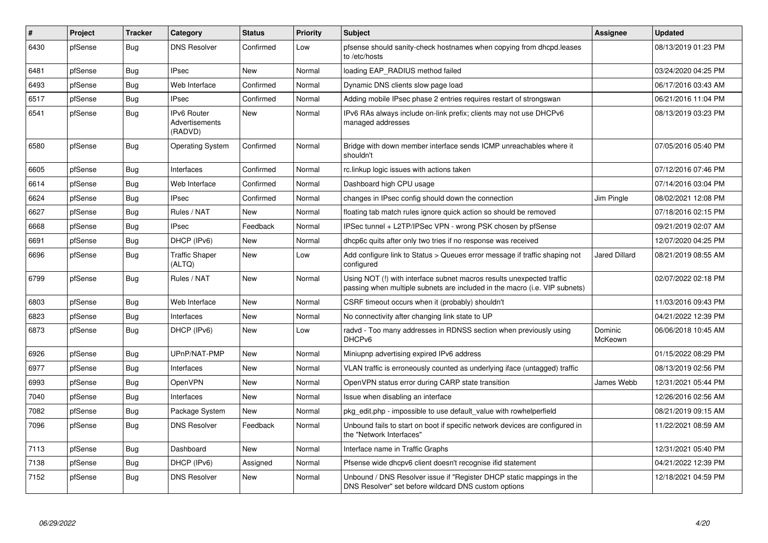| # | Project | Tracker | Category | Status | Priority | Subject | Assignee | Updated |
|---|---|---|---|---|---|---|---|---|
| 6430 | pfSense | Bug | DNS Resolver | Confirmed | Low | pfsense should sanity-check hostnames when copying from dhcpd.leases to /etc/hosts | | 08/13/2019 01:23 PM |
| 6481 | pfSense | Bug | IPsec | New | Normal | loading EAP_RADIUS method failed | | 03/24/2020 04:25 PM |
| 6493 | pfSense | Bug | Web Interface | Confirmed | Normal | Dynamic DNS clients slow page load | | 06/17/2016 03:43 AM |
| 6517 | pfSense | Bug | IPsec | Confirmed | Normal | Adding mobile IPsec phase 2 entries requires restart of strongswan | | 06/21/2016 11:04 PM |
| 6541 | pfSense | Bug | IPv6 Router Advertisements (RADVD) | New | Normal | IPv6 RAs always include on-link prefix; clients may not use DHCPv6 managed addresses | | 08/13/2019 03:23 PM |
| 6580 | pfSense | Bug | Operating System | Confirmed | Normal | Bridge with down member interface sends ICMP unreachables where it shouldn't | | 07/05/2016 05:40 PM |
| 6605 | pfSense | Bug | Interfaces | Confirmed | Normal | rc.linkup logic issues with actions taken | | 07/12/2016 07:46 PM |
| 6614 | pfSense | Bug | Web Interface | Confirmed | Normal | Dashboard high CPU usage | | 07/14/2016 03:04 PM |
| 6624 | pfSense | Bug | IPsec | Confirmed | Normal | changes in IPsec config should down the connection | Jim Pingle | 08/02/2021 12:08 PM |
| 6627 | pfSense | Bug | Rules / NAT | New | Normal | floating tab match rules ignore quick action so should be removed | | 07/18/2016 02:15 PM |
| 6668 | pfSense | Bug | IPsec | Feedback | Normal | IPSec tunnel + L2TP/IPSec VPN - wrong PSK chosen by pfSense | | 09/21/2019 02:07 AM |
| 6691 | pfSense | Bug | DHCP (IPv6) | New | Normal | dhcp6c quits after only two tries if no response was received | | 12/07/2020 04:25 PM |
| 6696 | pfSense | Bug | Traffic Shaper (ALTQ) | New | Low | Add configure link to Status > Queues error message if traffic shaping not configured | Jared Dillard | 08/21/2019 08:55 AM |
| 6799 | pfSense | Bug | Rules / NAT | New | Normal | Using NOT (!) with interface subnet macros results unexpected traffic passing when multiple subnets are included in the macro (i.e. VIP subnets) | | 02/07/2022 02:18 PM |
| 6803 | pfSense | Bug | Web Interface | New | Normal | CSRF timeout occurs when it (probably) shouldn't | | 11/03/2016 09:43 PM |
| 6823 | pfSense | Bug | Interfaces | New | Normal | No connectivity after changing link state to UP | | 04/21/2022 12:39 PM |
| 6873 | pfSense | Bug | DHCP (IPv6) | New | Low | radvd - Too many addresses in RDNSS section when previously using DHCPv6 | Dominic McKeown | 06/06/2018 10:45 AM |
| 6926 | pfSense | Bug | UPnP/NAT-PMP | New | Normal | Miniupnp advertising expired IPv6 address | | 01/15/2022 08:29 PM |
| 6977 | pfSense | Bug | Interfaces | New | Normal | VLAN traffic is erroneously counted as underlying iface (untagged) traffic | | 08/13/2019 02:56 PM |
| 6993 | pfSense | Bug | OpenVPN | New | Normal | OpenVPN status error during CARP state transition | James Webb | 12/31/2021 05:44 PM |
| 7040 | pfSense | Bug | Interfaces | New | Normal | Issue when disabling an interface | | 12/26/2016 02:56 AM |
| 7082 | pfSense | Bug | Package System | New | Normal | pkg_edit.php - impossible to use default_value with rowhelperfield | | 08/21/2019 09:15 AM |
| 7096 | pfSense | Bug | DNS Resolver | Feedback | Normal | Unbound fails to start on boot if specific network devices are configured in the "Network Interfaces" | | 11/22/2021 08:59 AM |
| 7113 | pfSense | Bug | Dashboard | New | Normal | Interface name in Traffic Graphs | | 12/31/2021 05:40 PM |
| 7138 | pfSense | Bug | DHCP (IPv6) | Assigned | Normal | Pfsense wide dhcpv6 client doesn't recognise ifid statement | | 04/21/2022 12:39 PM |
| 7152 | pfSense | Bug | DNS Resolver | New | Normal | Unbound / DNS Resolver issue if "Register DHCP static mappings in the DNS Resolver" set before wildcard DNS custom options | | 12/18/2021 04:59 PM |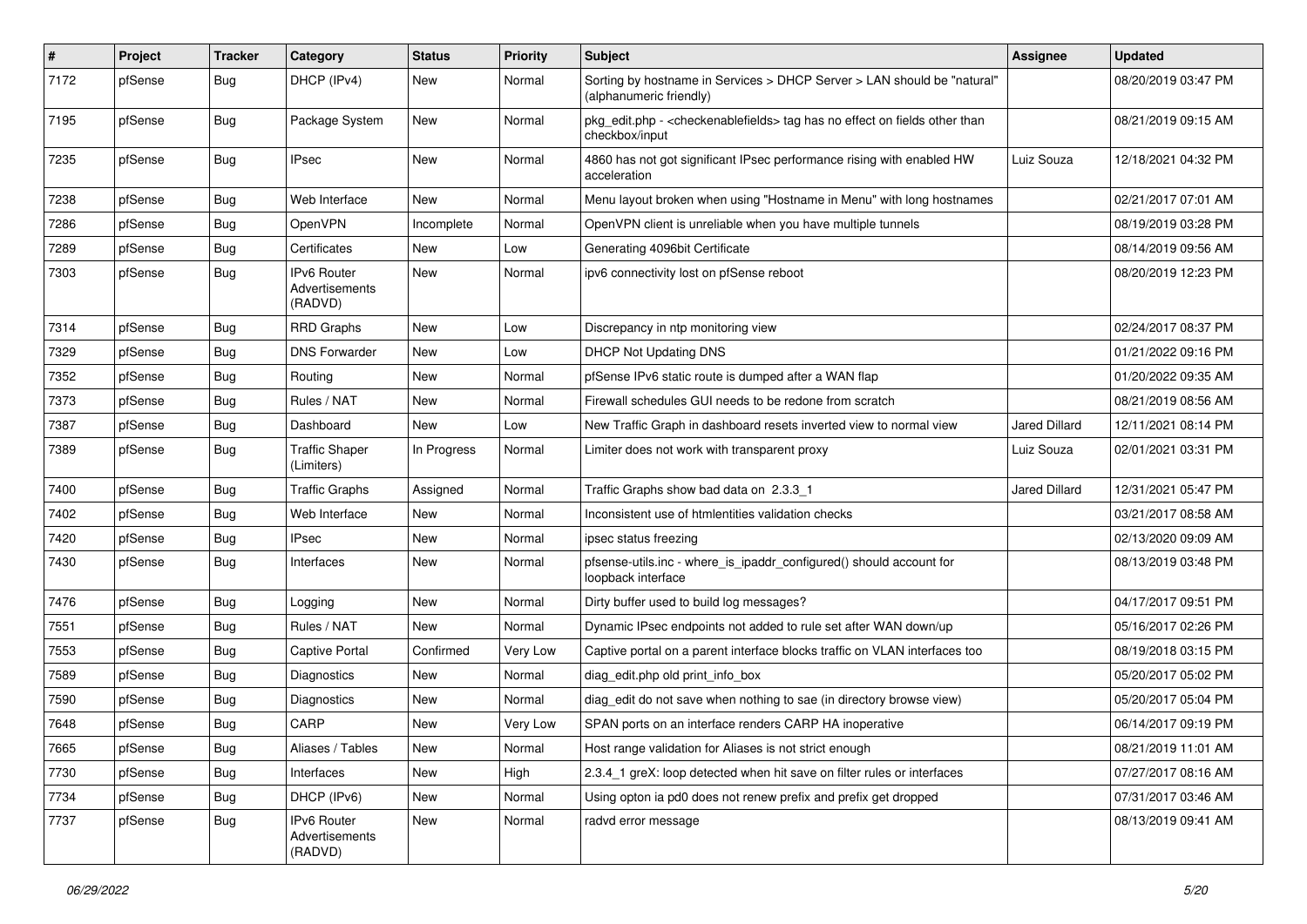| # | Project | Tracker | Category | Status | Priority | Subject | Assignee | Updated |
|---|---|---|---|---|---|---|---|---|
| 7172 | pfSense | Bug | DHCP (IPv4) | New | Normal | Sorting by hostname in Services > DHCP Server > LAN should be "natural" (alphanumeric friendly) | | 08/20/2019 03:47 PM |
| 7195 | pfSense | Bug | Package System | New | Normal | pkg_edit.php - <checkenablefields> tag has no effect on fields other than checkbox/input | | 08/21/2019 09:15 AM |
| 7235 | pfSense | Bug | IPsec | New | Normal | 4860 has not got significant IPsec performance rising with enabled HW acceleration | Luiz Souza | 12/18/2021 04:32 PM |
| 7238 | pfSense | Bug | Web Interface | New | Normal | Menu layout broken when using "Hostname in Menu" with long hostnames | | 02/21/2017 07:01 AM |
| 7286 | pfSense | Bug | OpenVPN | Incomplete | Normal | OpenVPN client is unreliable when you have multiple tunnels | | 08/19/2019 03:28 PM |
| 7289 | pfSense | Bug | Certificates | New | Low | Generating 4096bit Certificate | | 08/14/2019 09:56 AM |
| 7303 | pfSense | Bug | IPv6 Router Advertisements (RADVD) | New | Normal | ipv6 connectivity lost on pfSense reboot | | 08/20/2019 12:23 PM |
| 7314 | pfSense | Bug | RRD Graphs | New | Low | Discrepancy in ntp monitoring view | | 02/24/2017 08:37 PM |
| 7329 | pfSense | Bug | DNS Forwarder | New | Low | DHCP Not Updating DNS | | 01/21/2022 09:16 PM |
| 7352 | pfSense | Bug | Routing | New | Normal | pfSense IPv6 static route is dumped after a WAN flap | | 01/20/2022 09:35 AM |
| 7373 | pfSense | Bug | Rules / NAT | New | Normal | Firewall schedules GUI needs to be redone from scratch | | 08/21/2019 08:56 AM |
| 7387 | pfSense | Bug | Dashboard | New | Low | New Traffic Graph in dashboard resets inverted view to normal view | Jared Dillard | 12/11/2021 08:14 PM |
| 7389 | pfSense | Bug | Traffic Shaper (Limiters) | In Progress | Normal | Limiter does not work with transparent proxy | Luiz Souza | 02/01/2021 03:31 PM |
| 7400 | pfSense | Bug | Traffic Graphs | Assigned | Normal | Traffic Graphs show bad data on 2.3.3_1 | Jared Dillard | 12/31/2021 05:47 PM |
| 7402 | pfSense | Bug | Web Interface | New | Normal | Inconsistent use of htmlentities validation checks | | 03/21/2017 08:58 AM |
| 7420 | pfSense | Bug | IPsec | New | Normal | ipsec status freezing | | 02/13/2020 09:09 AM |
| 7430 | pfSense | Bug | Interfaces | New | Normal | pfsense-utils.inc - where_is_ipaddr_configured() should account for loopback interface | | 08/13/2019 03:48 PM |
| 7476 | pfSense | Bug | Logging | New | Normal | Dirty buffer used to build log messages? | | 04/17/2017 09:51 PM |
| 7551 | pfSense | Bug | Rules / NAT | New | Normal | Dynamic IPsec endpoints not added to rule set after WAN down/up | | 05/16/2017 02:26 PM |
| 7553 | pfSense | Bug | Captive Portal | Confirmed | Very Low | Captive portal on a parent interface blocks traffic on VLAN interfaces too | | 08/19/2018 03:15 PM |
| 7589 | pfSense | Bug | Diagnostics | New | Normal | diag_edit.php old print_info_box | | 05/20/2017 05:02 PM |
| 7590 | pfSense | Bug | Diagnostics | New | Normal | diag_edit do not save when nothing to sae (in directory browse view) | | 05/20/2017 05:04 PM |
| 7648 | pfSense | Bug | CARP | New | Very Low | SPAN ports on an interface renders CARP HA inoperative | | 06/14/2017 09:19 PM |
| 7665 | pfSense | Bug | Aliases / Tables | New | Normal | Host range validation for Aliases is not strict enough | | 08/21/2019 11:01 AM |
| 7730 | pfSense | Bug | Interfaces | New | High | 2.3.4_1 greX: loop detected when hit save on filter rules or interfaces | | 07/27/2017 08:16 AM |
| 7734 | pfSense | Bug | DHCP (IPv6) | New | Normal | Using opton ia pd0 does not renew prefix and prefix get dropped | | 07/31/2017 03:46 AM |
| 7737 | pfSense | Bug | IPv6 Router Advertisements (RADVD) | New | Normal | radvd error message | | 08/13/2019 09:41 AM |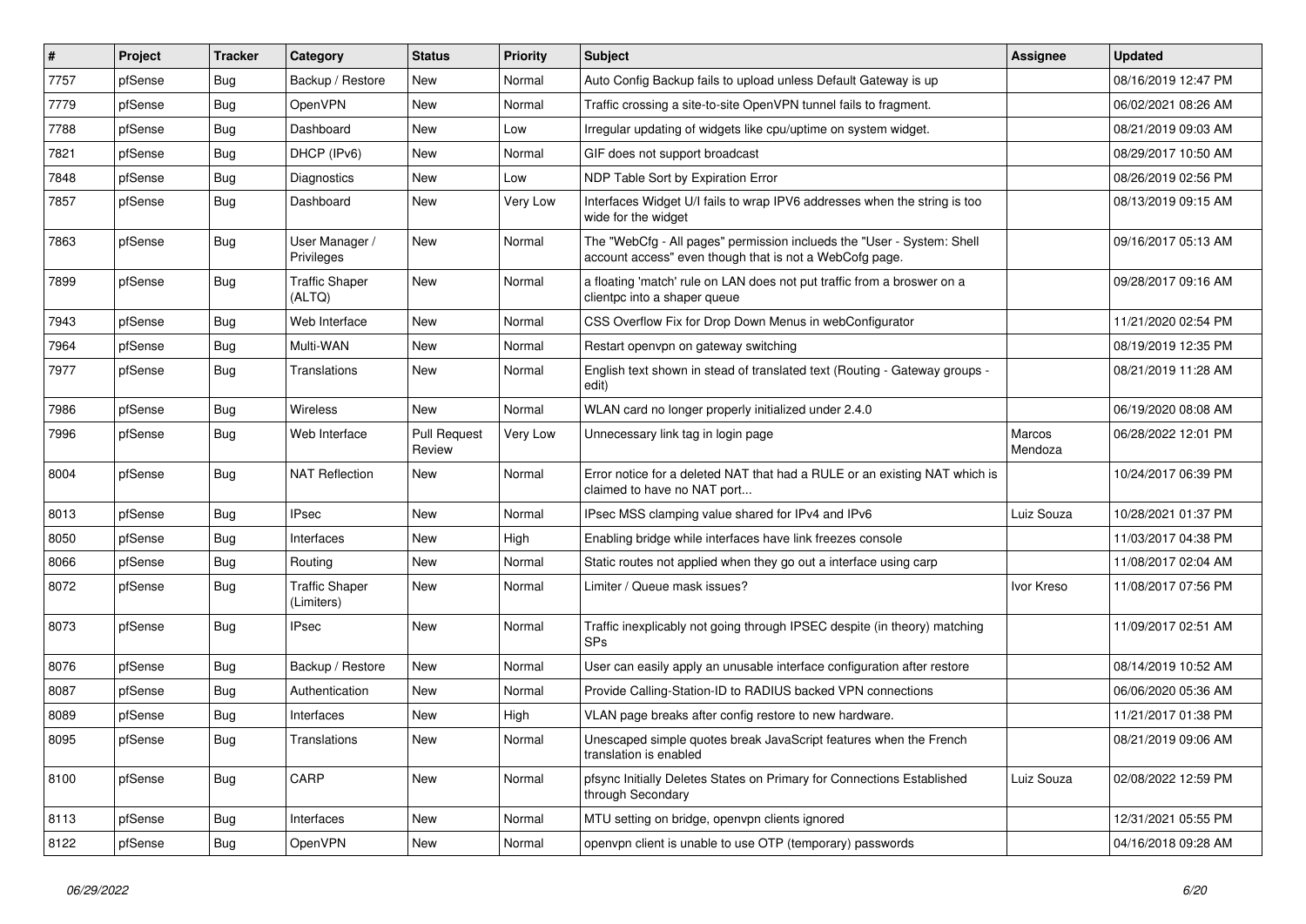| # | Project | Tracker | Category | Status | Priority | Subject | Assignee | Updated |
|---|---|---|---|---|---|---|---|---|
| 7757 | pfSense | Bug | Backup / Restore | New | Normal | Auto Config Backup fails to upload unless Default Gateway is up | | 08/16/2019 12:47 PM |
| 7779 | pfSense | Bug | OpenVPN | New | Normal | Traffic crossing a site-to-site OpenVPN tunnel fails to fragment. | | 06/02/2021 08:26 AM |
| 7788 | pfSense | Bug | Dashboard | New | Low | Irregular updating of widgets like cpu/uptime on system widget. | | 08/21/2019 09:03 AM |
| 7821 | pfSense | Bug | DHCP (IPv6) | New | Normal | GIF does not support broadcast | | 08/29/2017 10:50 AM |
| 7848 | pfSense | Bug | Diagnostics | New | Low | NDP Table Sort by Expiration Error | | 08/26/2019 02:56 PM |
| 7857 | pfSense | Bug | Dashboard | New | Very Low | Interfaces Widget U/I fails to wrap IPV6 addresses when the string is too wide for the widget | | 08/13/2019 09:15 AM |
| 7863 | pfSense | Bug | User Manager / Privileges | New | Normal | The "WebCfg - All pages" permission inclueds the "User - System: Shell account access" even though that is not a WebCofg page. | | 09/16/2017 05:13 AM |
| 7899 | pfSense | Bug | Traffic Shaper (ALTQ) | New | Normal | a floating 'match' rule on LAN does not put traffic from a broswer on a clientpc into a shaper queue | | 09/28/2017 09:16 AM |
| 7943 | pfSense | Bug | Web Interface | New | Normal | CSS Overflow Fix for Drop Down Menus in webConfigurator | | 11/21/2020 02:54 PM |
| 7964 | pfSense | Bug | Multi-WAN | New | Normal | Restart openvpn on gateway switching | | 08/19/2019 12:35 PM |
| 7977 | pfSense | Bug | Translations | New | Normal | English text shown in stead of translated text (Routing - Gateway groups - edit) | | 08/21/2019 11:28 AM |
| 7986 | pfSense | Bug | Wireless | New | Normal | WLAN card no longer properly initialized under 2.4.0 | | 06/19/2020 08:08 AM |
| 7996 | pfSense | Bug | Web Interface | Pull Request Review | Very Low | Unnecessary link tag in login page | Marcos Mendoza | 06/28/2022 12:01 PM |
| 8004 | pfSense | Bug | NAT Reflection | New | Normal | Error notice for a deleted NAT that had a RULE or an existing NAT which is claimed to have no NAT port... | | 10/24/2017 06:39 PM |
| 8013 | pfSense | Bug | IPsec | New | Normal | IPsec MSS clamping value shared for IPv4 and IPv6 | Luiz Souza | 10/28/2021 01:37 PM |
| 8050 | pfSense | Bug | Interfaces | New | High | Enabling bridge while interfaces have link freezes console | | 11/03/2017 04:38 PM |
| 8066 | pfSense | Bug | Routing | New | Normal | Static routes not applied when they go out a interface using carp | | 11/08/2017 02:04 AM |
| 8072 | pfSense | Bug | Traffic Shaper (Limiters) | New | Normal | Limiter / Queue mask issues? | Ivor Kreso | 11/08/2017 07:56 PM |
| 8073 | pfSense | Bug | IPsec | New | Normal | Traffic inexplicably not going through IPSEC despite (in theory) matching SPs | | 11/09/2017 02:51 AM |
| 8076 | pfSense | Bug | Backup / Restore | New | Normal | User can easily apply an unusable interface configuration after restore | | 08/14/2019 10:52 AM |
| 8087 | pfSense | Bug | Authentication | New | Normal | Provide Calling-Station-ID to RADIUS backed VPN connections | | 06/06/2020 05:36 AM |
| 8089 | pfSense | Bug | Interfaces | New | High | VLAN page breaks after config restore to new hardware. | | 11/21/2017 01:38 PM |
| 8095 | pfSense | Bug | Translations | New | Normal | Unescaped simple quotes break JavaScript features when the French translation is enabled | | 08/21/2019 09:06 AM |
| 8100 | pfSense | Bug | CARP | New | Normal | pfsync Initially Deletes States on Primary for Connections Established through Secondary | Luiz Souza | 02/08/2022 12:59 PM |
| 8113 | pfSense | Bug | Interfaces | New | Normal | MTU setting on bridge, openvpn clients ignored | | 12/31/2021 05:55 PM |
| 8122 | pfSense | Bug | OpenVPN | New | Normal | openvpn client is unable to use OTP (temporary) passwords | | 04/16/2018 09:28 AM |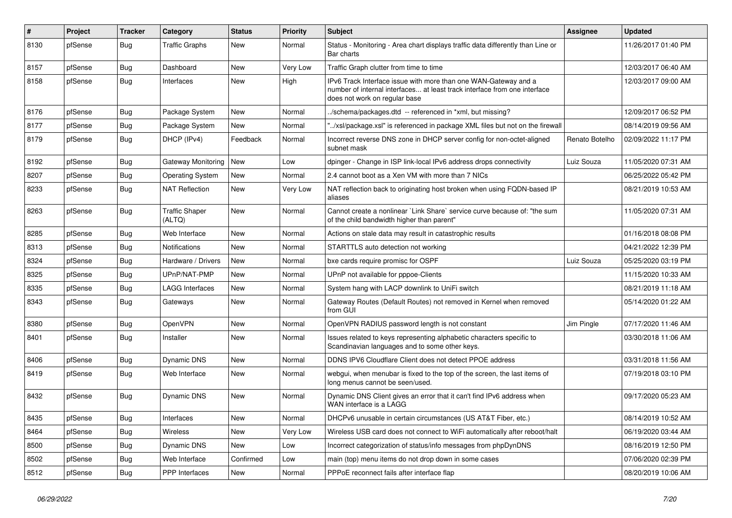| # | Project | Tracker | Category | Status | Priority | Subject | Assignee | Updated |
|---|---|---|---|---|---|---|---|---|
| 8130 | pfSense | Bug | Traffic Graphs | New | Normal | Status - Monitoring - Area chart displays traffic data differently than Line or Bar charts | | 11/26/2017 01:40 PM |
| 8157 | pfSense | Bug | Dashboard | New | Very Low | Traffic Graph clutter from time to time | | 12/03/2017 06:40 AM |
| 8158 | pfSense | Bug | Interfaces | New | High | IPv6 Track Interface issue with more than one WAN-Gateway and a number of internal interfaces... at least track interface from one interface does not work on regular base | | 12/03/2017 09:00 AM |
| 8176 | pfSense | Bug | Package System | New | Normal | ../schema/packages.dtd -- referenced in *xml, but missing? | | 12/09/2017 06:52 PM |
| 8177 | pfSense | Bug | Package System | New | Normal | "../xsl/package.xsl" is referenced in package XML files but not on the firewall | | 08/14/2019 09:56 AM |
| 8179 | pfSense | Bug | DHCP (IPv4) | Feedback | Normal | Incorrect reverse DNS zone in DHCP server config for non-octet-aligned subnet mask | Renato Botelho | 02/09/2022 11:17 PM |
| 8192 | pfSense | Bug | Gateway Monitoring | New | Low | dpinger - Change in ISP link-local IPv6 address drops connectivity | Luiz Souza | 11/05/2020 07:31 AM |
| 8207 | pfSense | Bug | Operating System | New | Normal | 2.4 cannot boot as a Xen VM with more than 7 NICs | | 06/25/2022 05:42 PM |
| 8233 | pfSense | Bug | NAT Reflection | New | Very Low | NAT reflection back to originating host broken when using FQDN-based IP aliases | | 08/21/2019 10:53 AM |
| 8263 | pfSense | Bug | Traffic Shaper (ALTQ) | New | Normal | Cannot create a nonlinear `Link Share` service curve because of: "the sum of the child bandwidth higher than parent" | | 11/05/2020 07:31 AM |
| 8285 | pfSense | Bug | Web Interface | New | Normal | Actions on stale data may result in catastrophic results | | 01/16/2018 08:08 PM |
| 8313 | pfSense | Bug | Notifications | New | Normal | STARTTLS auto detection not working | | 04/21/2022 12:39 PM |
| 8324 | pfSense | Bug | Hardware / Drivers | New | Normal | bxe cards require promisc for OSPF | Luiz Souza | 05/25/2020 03:19 PM |
| 8325 | pfSense | Bug | UPnP/NAT-PMP | New | Normal | UPnP not available for pppoe-Clients | | 11/15/2020 10:33 AM |
| 8335 | pfSense | Bug | LAGG Interfaces | New | Normal | System hang with LACP downlink to UniFi switch | | 08/21/2019 11:18 AM |
| 8343 | pfSense | Bug | Gateways | New | Normal | Gateway Routes (Default Routes) not removed in Kernel when removed from GUI | | 05/14/2020 01:22 AM |
| 8380 | pfSense | Bug | OpenVPN | New | Normal | OpenVPN RADIUS password length is not constant | Jim Pingle | 07/17/2020 11:46 AM |
| 8401 | pfSense | Bug | Installer | New | Normal | Issues related to keys representing alphabetic characters specific to Scandinavian languages and to some other keys. | | 03/30/2018 11:06 AM |
| 8406 | pfSense | Bug | Dynamic DNS | New | Normal | DDNS IPV6 Cloudflare Client does not detect PPOE address | | 03/31/2018 11:56 AM |
| 8419 | pfSense | Bug | Web Interface | New | Normal | webgui, when menubar is fixed to the top of the screen, the last items of long menus cannot be seen/used. | | 07/19/2018 03:10 PM |
| 8432 | pfSense | Bug | Dynamic DNS | New | Normal | Dynamic DNS Client gives an error that it can't find IPv6 address when WAN interface is a LAGG | | 09/17/2020 05:23 AM |
| 8435 | pfSense | Bug | Interfaces | New | Normal | DHCPv6 unusable in certain circumstances (US AT&T Fiber, etc.) | | 08/14/2019 10:52 AM |
| 8464 | pfSense | Bug | Wireless | New | Very Low | Wireless USB card does not connect to WiFi automatically after reboot/halt | | 06/19/2020 03:44 AM |
| 8500 | pfSense | Bug | Dynamic DNS | New | Low | Incorrect categorization of status/info messages from phpDynDNS | | 08/16/2019 12:50 PM |
| 8502 | pfSense | Bug | Web Interface | Confirmed | Low | main (top) menu items do not drop down in some cases | | 07/06/2020 02:39 PM |
| 8512 | pfSense | Bug | PPP Interfaces | New | Normal | PPPoE reconnect fails after interface flap | | 08/20/2019 10:06 AM |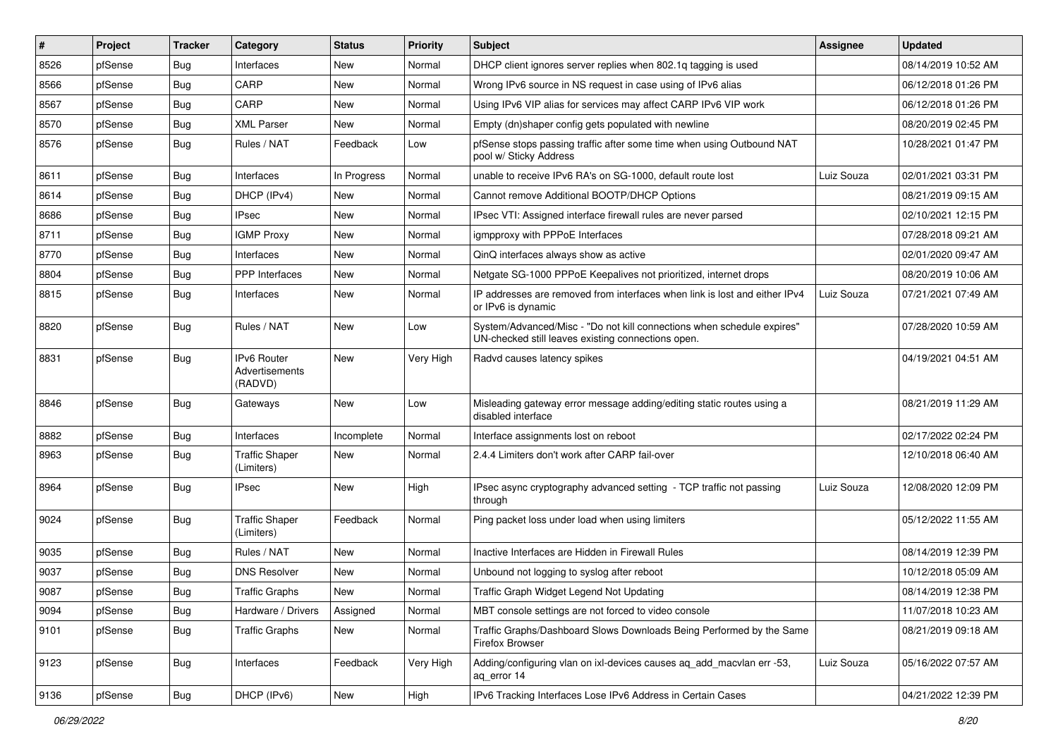| # | Project | Tracker | Category | Status | Priority | Subject | Assignee | Updated |
|---|---|---|---|---|---|---|---|---|
| 8526 | pfSense | Bug | Interfaces | New | Normal | DHCP client ignores server replies when 802.1q tagging is used | | 08/14/2019 10:52 AM |
| 8566 | pfSense | Bug | CARP | New | Normal | Wrong IPv6 source in NS request in case using of IPv6 alias | | 06/12/2018 01:26 PM |
| 8567 | pfSense | Bug | CARP | New | Normal | Using IPv6 VIP alias for services may affect CARP IPv6 VIP work | | 06/12/2018 01:26 PM |
| 8570 | pfSense | Bug | XML Parser | New | Normal | Empty (dn)shaper config gets populated with newline | | 08/20/2019 02:45 PM |
| 8576 | pfSense | Bug | Rules / NAT | Feedback | Low | pfSense stops passing traffic after some time when using Outbound NAT pool w/ Sticky Address | | 10/28/2021 01:47 PM |
| 8611 | pfSense | Bug | Interfaces | In Progress | Normal | unable to receive IPv6 RA's on SG-1000, default route lost | Luiz Souza | 02/01/2021 03:31 PM |
| 8614 | pfSense | Bug | DHCP (IPv4) | New | Normal | Cannot remove Additional BOOTP/DHCP Options | | 08/21/2019 09:15 AM |
| 8686 | pfSense | Bug | IPsec | New | Normal | IPsec VTI: Assigned interface firewall rules are never parsed | | 02/10/2021 12:15 PM |
| 8711 | pfSense | Bug | IGMP Proxy | New | Normal | igmpproxy with PPPoE Interfaces | | 07/28/2018 09:21 AM |
| 8770 | pfSense | Bug | Interfaces | New | Normal | QinQ interfaces always show as active | | 02/01/2020 09:47 AM |
| 8804 | pfSense | Bug | PPP Interfaces | New | Normal | Netgate SG-1000 PPPoE Keepalives not prioritized, internet drops | | 08/20/2019 10:06 AM |
| 8815 | pfSense | Bug | Interfaces | New | Normal | IP addresses are removed from interfaces when link is lost and either IPv4 or IPv6 is dynamic | Luiz Souza | 07/21/2021 07:49 AM |
| 8820 | pfSense | Bug | Rules / NAT | New | Low | System/Advanced/Misc - "Do not kill connections when schedule expires" UN-checked still leaves existing connections open. | | 07/28/2020 10:59 AM |
| 8831 | pfSense | Bug | IPv6 Router Advertisements (RADVD) | New | Very High | Radvd causes latency spikes | | 04/19/2021 04:51 AM |
| 8846 | pfSense | Bug | Gateways | New | Low | Misleading gateway error message adding/editing static routes using a disabled interface | | 08/21/2019 11:29 AM |
| 8882 | pfSense | Bug | Interfaces | Incomplete | Normal | Interface assignments lost on reboot | | 02/17/2022 02:24 PM |
| 8963 | pfSense | Bug | Traffic Shaper (Limiters) | New | Normal | 2.4.4 Limiters don't work after CARP fail-over | | 12/10/2018 06:40 AM |
| 8964 | pfSense | Bug | IPsec | New | High | IPsec async cryptography advanced setting - TCP traffic not passing through | Luiz Souza | 12/08/2020 12:09 PM |
| 9024 | pfSense | Bug | Traffic Shaper (Limiters) | Feedback | Normal | Ping packet loss under load when using limiters | | 05/12/2022 11:55 AM |
| 9035 | pfSense | Bug | Rules / NAT | New | Normal | Inactive Interfaces are Hidden in Firewall Rules | | 08/14/2019 12:39 PM |
| 9037 | pfSense | Bug | DNS Resolver | New | Normal | Unbound not logging to syslog after reboot | | 10/12/2018 05:09 AM |
| 9087 | pfSense | Bug | Traffic Graphs | New | Normal | Traffic Graph Widget Legend Not Updating | | 08/14/2019 12:38 PM |
| 9094 | pfSense | Bug | Hardware / Drivers | Assigned | Normal | MBT console settings are not forced to video console | | 11/07/2018 10:23 AM |
| 9101 | pfSense | Bug | Traffic Graphs | New | Normal | Traffic Graphs/Dashboard Slows Downloads Being Performed by the Same Firefox Browser | | 08/21/2019 09:18 AM |
| 9123 | pfSense | Bug | Interfaces | Feedback | Very High | Adding/configuring vlan on ixl-devices causes aq_add_macvlan err -53, aq_error 14 | Luiz Souza | 05/16/2022 07:57 AM |
| 9136 | pfSense | Bug | DHCP (IPv6) | New | High | IPv6 Tracking Interfaces Lose IPv6 Address in Certain Cases | | 04/21/2022 12:39 PM |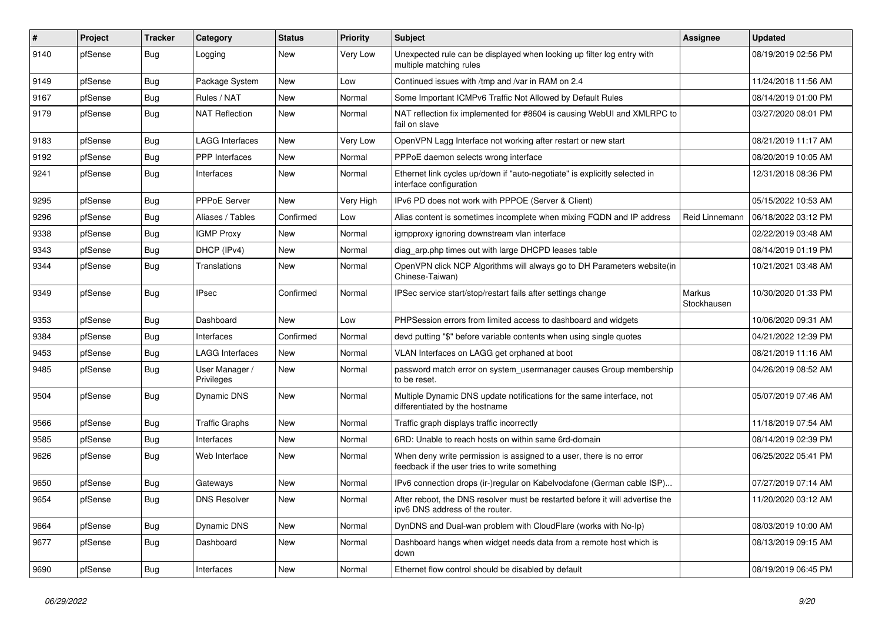| # | Project | Tracker | Category | Status | Priority | Subject | Assignee | Updated |
|---|---|---|---|---|---|---|---|---|
| 9140 | pfSense | Bug | Logging | New | Very Low | Unexpected rule can be displayed when looking up filter log entry with multiple matching rules | | 08/19/2019 02:56 PM |
| 9149 | pfSense | Bug | Package System | New | Low | Continued issues with /tmp and /var in RAM on 2.4 | | 11/24/2018 11:56 AM |
| 9167 | pfSense | Bug | Rules / NAT | New | Normal | Some Important ICMPv6 Traffic Not Allowed by Default Rules | | 08/14/2019 01:00 PM |
| 9179 | pfSense | Bug | NAT Reflection | New | Normal | NAT reflection fix implemented for #8604 is causing WebUI and XMLRPC to fail on slave | | 03/27/2020 08:01 PM |
| 9183 | pfSense | Bug | LAGG Interfaces | New | Very Low | OpenVPN Lagg Interface not working after restart or new start | | 08/21/2019 11:17 AM |
| 9192 | pfSense | Bug | PPP Interfaces | New | Normal | PPPoE daemon selects wrong interface | | 08/20/2019 10:05 AM |
| 9241 | pfSense | Bug | Interfaces | New | Normal | Ethernet link cycles up/down if "auto-negotiate" is explicitly selected in interface configuration | | 12/31/2018 08:36 PM |
| 9295 | pfSense | Bug | PPPoE Server | New | Very High | IPv6 PD does not work with PPPOE (Server & Client) | | 05/15/2022 10:53 AM |
| 9296 | pfSense | Bug | Aliases / Tables | Confirmed | Low | Alias content is sometimes incomplete when mixing FQDN and IP address | Reid Linnemann | 06/18/2022 03:12 PM |
| 9338 | pfSense | Bug | IGMP Proxy | New | Normal | igmpproxy ignoring downstream vlan interface | | 02/22/2019 03:48 AM |
| 9343 | pfSense | Bug | DHCP (IPv4) | New | Normal | diag_arp.php times out with large DHCPD leases table | | 08/14/2019 01:19 PM |
| 9344 | pfSense | Bug | Translations | New | Normal | OpenVPN click NCP Algorithms will always go to DH Parameters website(in Chinese-Taiwan) | | 10/21/2021 03:48 AM |
| 9349 | pfSense | Bug | IPsec | Confirmed | Normal | IPSec service start/stop/restart fails after settings change | Markus Stockhausen | 10/30/2020 01:33 PM |
| 9353 | pfSense | Bug | Dashboard | New | Low | PHPSession errors from limited access to dashboard and widgets | | 10/06/2020 09:31 AM |
| 9384 | pfSense | Bug | Interfaces | Confirmed | Normal | devd putting "$" before variable contents when using single quotes | | 04/21/2022 12:39 PM |
| 9453 | pfSense | Bug | LAGG Interfaces | New | Normal | VLAN Interfaces on LAGG get orphaned at boot | | 08/21/2019 11:16 AM |
| 9485 | pfSense | Bug | User Manager / Privileges | New | Normal | password match error on system_usermanager causes Group membership to be reset. | | 04/26/2019 08:52 AM |
| 9504 | pfSense | Bug | Dynamic DNS | New | Normal | Multiple Dynamic DNS update notifications for the same interface, not differentiated by the hostname | | 05/07/2019 07:46 AM |
| 9566 | pfSense | Bug | Traffic Graphs | New | Normal | Traffic graph displays traffic incorrectly | | 11/18/2019 07:54 AM |
| 9585 | pfSense | Bug | Interfaces | New | Normal | 6RD: Unable to reach hosts on within same 6rd-domain | | 08/14/2019 02:39 PM |
| 9626 | pfSense | Bug | Web Interface | New | Normal | When deny write permission is assigned to a user, there is no error feedback if the user tries to write something | | 06/25/2022 05:41 PM |
| 9650 | pfSense | Bug | Gateways | New | Normal | IPv6 connection drops (ir-)regular on Kabelvodafone (German cable ISP)... | | 07/27/2019 07:14 AM |
| 9654 | pfSense | Bug | DNS Resolver | New | Normal | After reboot, the DNS resolver must be restarted before it will advertise the ipv6 DNS address of the router. | | 11/20/2020 03:12 AM |
| 9664 | pfSense | Bug | Dynamic DNS | New | Normal | DynDNS and Dual-wan problem with CloudFlare (works with No-Ip) | | 08/03/2019 10:00 AM |
| 9677 | pfSense | Bug | Dashboard | New | Normal | Dashboard hangs when widget needs data from a remote host which is down | | 08/13/2019 09:15 AM |
| 9690 | pfSense | Bug | Interfaces | New | Normal | Ethernet flow control should be disabled by default | | 08/19/2019 06:45 PM |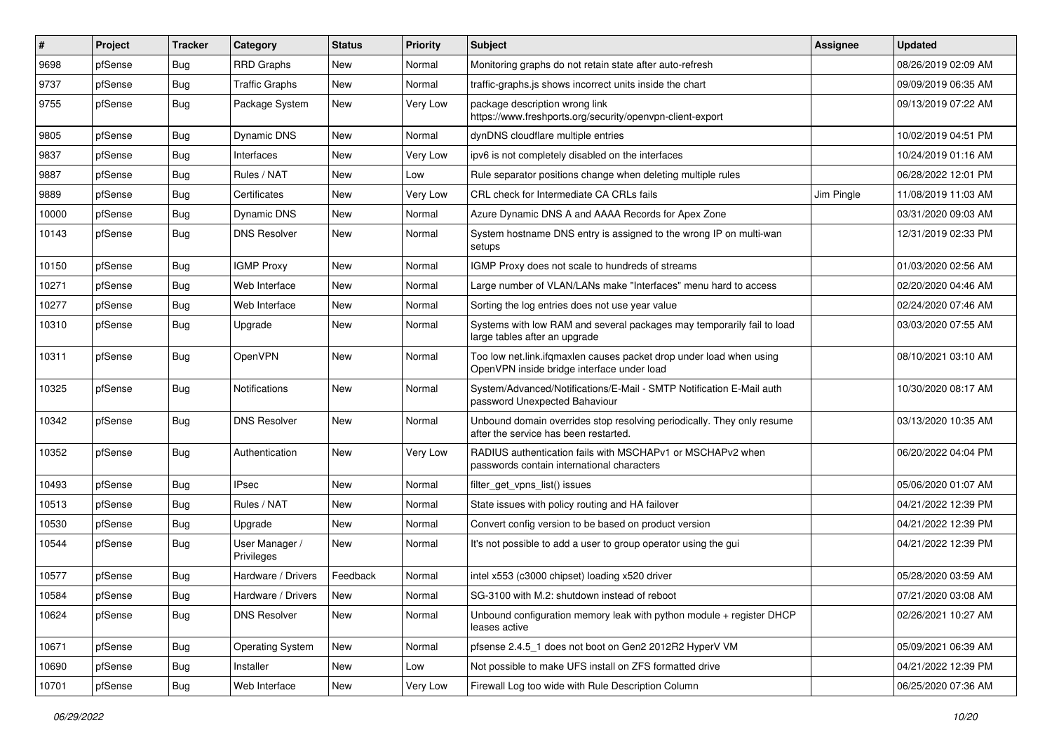| # | Project | Tracker | Category | Status | Priority | Subject | Assignee | Updated |
|---|---|---|---|---|---|---|---|---|
| 9698 | pfSense | Bug | RRD Graphs | New | Normal | Monitoring graphs do not retain state after auto-refresh | | 08/26/2019 02:09 AM |
| 9737 | pfSense | Bug | Traffic Graphs | New | Normal | traffic-graphs.js shows incorrect units inside the chart | | 09/09/2019 06:35 AM |
| 9755 | pfSense | Bug | Package System | New | Very Low | package description wrong link https://www.freshports.org/security/openvpn-client-export | | 09/13/2019 07:22 AM |
| 9805 | pfSense | Bug | Dynamic DNS | New | Normal | dynDNS cloudflare multiple entries | | 10/02/2019 04:51 PM |
| 9837 | pfSense | Bug | Interfaces | New | Very Low | ipv6 is not completely disabled on the interfaces | | 10/24/2019 01:16 AM |
| 9887 | pfSense | Bug | Rules / NAT | New | Low | Rule separator positions change when deleting multiple rules | | 06/28/2022 12:01 PM |
| 9889 | pfSense | Bug | Certificates | New | Very Low | CRL check for Intermediate CA CRLs fails | Jim Pingle | 11/08/2019 11:03 AM |
| 10000 | pfSense | Bug | Dynamic DNS | New | Normal | Azure Dynamic DNS A and AAAA Records for Apex Zone | | 03/31/2020 09:03 AM |
| 10143 | pfSense | Bug | DNS Resolver | New | Normal | System hostname DNS entry is assigned to the wrong IP on multi-wan setups | | 12/31/2019 02:33 PM |
| 10150 | pfSense | Bug | IGMP Proxy | New | Normal | IGMP Proxy does not scale to hundreds of streams | | 01/03/2020 02:56 AM |
| 10271 | pfSense | Bug | Web Interface | New | Normal | Large number of VLAN/LANs make "Interfaces" menu hard to access | | 02/20/2020 04:46 AM |
| 10277 | pfSense | Bug | Web Interface | New | Normal | Sorting the log entries does not use year value | | 02/24/2020 07:46 AM |
| 10310 | pfSense | Bug | Upgrade | New | Normal | Systems with low RAM and several packages may temporarily fail to load large tables after an upgrade | | 03/03/2020 07:55 AM |
| 10311 | pfSense | Bug | OpenVPN | New | Normal | Too low net.link.ifqmaxlen causes packet drop under load when using OpenVPN inside bridge interface under load | | 08/10/2021 03:10 AM |
| 10325 | pfSense | Bug | Notifications | New | Normal | System/Advanced/Notifications/E-Mail - SMTP Notification E-Mail auth password Unexpected Bahaviour | | 10/30/2020 08:17 AM |
| 10342 | pfSense | Bug | DNS Resolver | New | Normal | Unbound domain overrides stop resolving periodically. They only resume after the service has been restarted. | | 03/13/2020 10:35 AM |
| 10352 | pfSense | Bug | Authentication | New | Very Low | RADIUS authentication fails with MSCHAPv1 or MSCHAPv2 when passwords contain international characters | | 06/20/2022 04:04 PM |
| 10493 | pfSense | Bug | IPsec | New | Normal | filter_get_vpns_list() issues | | 05/06/2020 01:07 AM |
| 10513 | pfSense | Bug | Rules / NAT | New | Normal | State issues with policy routing and HA failover | | 04/21/2022 12:39 PM |
| 10530 | pfSense | Bug | Upgrade | New | Normal | Convert config version to be based on product version | | 04/21/2022 12:39 PM |
| 10544 | pfSense | Bug | User Manager / Privileges | New | Normal | It's not possible to add a user to group operator using the gui | | 04/21/2022 12:39 PM |
| 10577 | pfSense | Bug | Hardware / Drivers | Feedback | Normal | intel x553 (c3000 chipset) loading x520 driver | | 05/28/2020 03:59 AM |
| 10584 | pfSense | Bug | Hardware / Drivers | New | Normal | SG-3100 with M.2: shutdown instead of reboot | | 07/21/2020 03:08 AM |
| 10624 | pfSense | Bug | DNS Resolver | New | Normal | Unbound configuration memory leak with python module + register DHCP leases active | | 02/26/2021 10:27 AM |
| 10671 | pfSense | Bug | Operating System | New | Normal | pfsense 2.4.5_1 does not boot on Gen2 2012R2 HyperV VM | | 05/09/2021 06:39 AM |
| 10690 | pfSense | Bug | Installer | New | Low | Not possible to make UFS install on ZFS formatted drive | | 04/21/2022 12:39 PM |
| 10701 | pfSense | Bug | Web Interface | New | Very Low | Firewall Log too wide with Rule Description Column | | 06/25/2020 07:36 AM |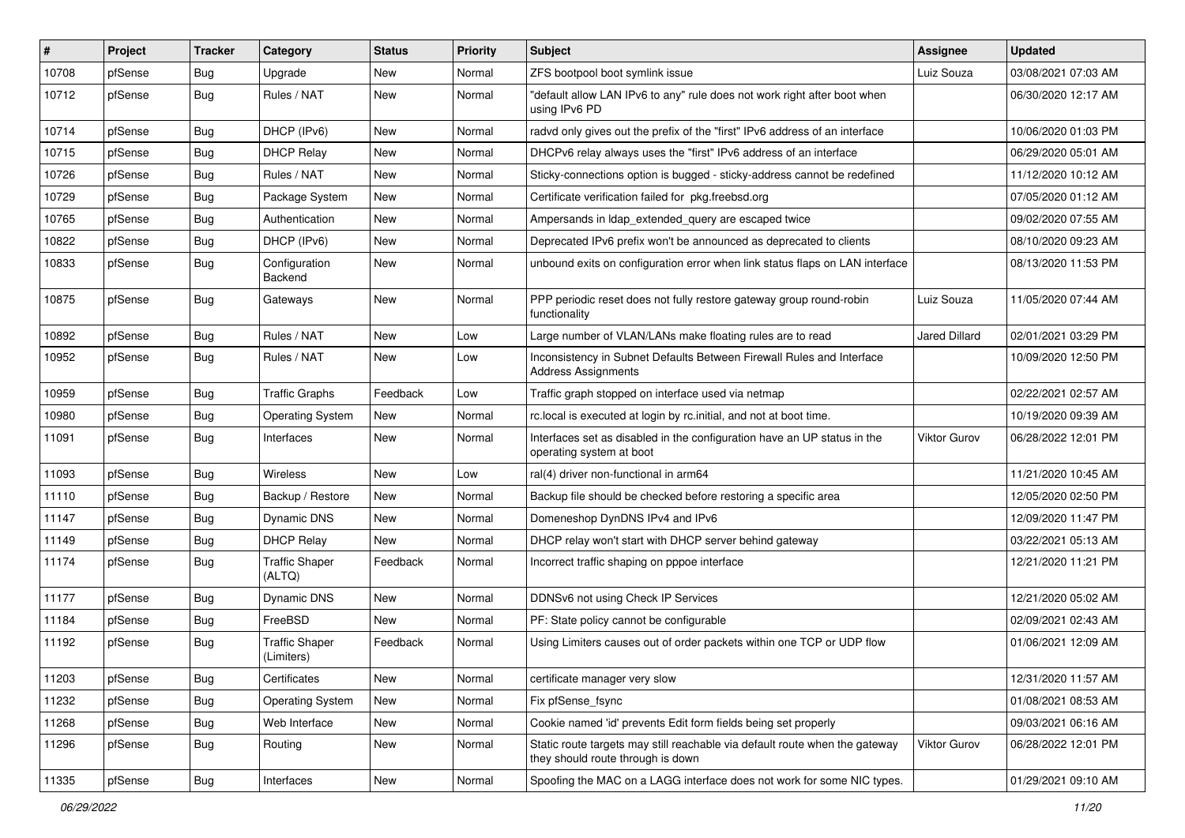| # | Project | Tracker | Category | Status | Priority | Subject | Assignee | Updated |
|---|---|---|---|---|---|---|---|---|
| 10708 | pfSense | Bug | Upgrade | New | Normal | ZFS bootpool boot symlink issue | Luiz Souza | 03/08/2021 07:03 AM |
| 10712 | pfSense | Bug | Rules / NAT | New | Normal | "default allow LAN IPv6 to any" rule does not work right after boot when using IPv6 PD | | 06/30/2020 12:17 AM |
| 10714 | pfSense | Bug | DHCP (IPv6) | New | Normal | radvd only gives out the prefix of the "first" IPv6 address of an interface | | 10/06/2020 01:03 PM |
| 10715 | pfSense | Bug | DHCP Relay | New | Normal | DHCPv6 relay always uses the "first" IPv6 address of an interface | | 06/29/2020 05:01 AM |
| 10726 | pfSense | Bug | Rules / NAT | New | Normal | Sticky-connections option is bugged - sticky-address cannot be redefined | | 11/12/2020 10:12 AM |
| 10729 | pfSense | Bug | Package System | New | Normal | Certificate verification failed for pkg.freebsd.org | | 07/05/2020 01:12 AM |
| 10765 | pfSense | Bug | Authentication | New | Normal | Ampersands in ldap_extended_query are escaped twice | | 09/02/2020 07:55 AM |
| 10822 | pfSense | Bug | DHCP (IPv6) | New | Normal | Deprecated IPv6 prefix won't be announced as deprecated to clients | | 08/10/2020 09:23 AM |
| 10833 | pfSense | Bug | Configuration Backend | New | Normal | unbound exits on configuration error when link status flaps on LAN interface | | 08/13/2020 11:53 PM |
| 10875 | pfSense | Bug | Gateways | New | Normal | PPP periodic reset does not fully restore gateway group round-robin functionality | Luiz Souza | 11/05/2020 07:44 AM |
| 10892 | pfSense | Bug | Rules / NAT | New | Low | Large number of VLAN/LANs make floating rules are to read | Jared Dillard | 02/01/2021 03:29 PM |
| 10952 | pfSense | Bug | Rules / NAT | New | Low | Inconsistency in Subnet Defaults Between Firewall Rules and Interface Address Assignments | | 10/09/2020 12:50 PM |
| 10959 | pfSense | Bug | Traffic Graphs | Feedback | Low | Traffic graph stopped on interface used via netmap | | 02/22/2021 02:57 AM |
| 10980 | pfSense | Bug | Operating System | New | Normal | rc.local is executed at login by rc.initial, and not at boot time. | | 10/19/2020 09:39 AM |
| 11091 | pfSense | Bug | Interfaces | New | Normal | Interfaces set as disabled in the configuration have an UP status in the operating system at boot | Viktor Gurov | 06/28/2022 12:01 PM |
| 11093 | pfSense | Bug | Wireless | New | Low | ral(4) driver non-functional in arm64 | | 11/21/2020 10:45 AM |
| 11110 | pfSense | Bug | Backup / Restore | New | Normal | Backup file should be checked before restoring a specific area | | 12/05/2020 02:50 PM |
| 11147 | pfSense | Bug | Dynamic DNS | New | Normal | Domeneshop DynDNS IPv4 and IPv6 | | 12/09/2020 11:47 PM |
| 11149 | pfSense | Bug | DHCP Relay | New | Normal | DHCP relay won't start with DHCP server behind gateway | | 03/22/2021 05:13 AM |
| 11174 | pfSense | Bug | Traffic Shaper (ALTQ) | Feedback | Normal | Incorrect traffic shaping on pppoe interface | | 12/21/2020 11:21 PM |
| 11177 | pfSense | Bug | Dynamic DNS | New | Normal | DDNSv6 not using Check IP Services | | 12/21/2020 05:02 AM |
| 11184 | pfSense | Bug | FreeBSD | New | Normal | PF: State policy cannot be configurable | | 02/09/2021 02:43 AM |
| 11192 | pfSense | Bug | Traffic Shaper (Limiters) | Feedback | Normal | Using Limiters causes out of order packets within one TCP or UDP flow | | 01/06/2021 12:09 AM |
| 11203 | pfSense | Bug | Certificates | New | Normal | certificate manager very slow | | 12/31/2020 11:57 AM |
| 11232 | pfSense | Bug | Operating System | New | Normal | Fix pfSense_fsync | | 01/08/2021 08:53 AM |
| 11268 | pfSense | Bug | Web Interface | New | Normal | Cookie named 'id' prevents Edit form fields being set properly | | 09/03/2021 06:16 AM |
| 11296 | pfSense | Bug | Routing | New | Normal | Static route targets may still reachable via default route when the gateway they should route through is down | Viktor Gurov | 06/28/2022 12:01 PM |
| 11335 | pfSense | Bug | Interfaces | New | Normal | Spoofing the MAC on a LAGG interface does not work for some NIC types. | | 01/29/2021 09:10 AM |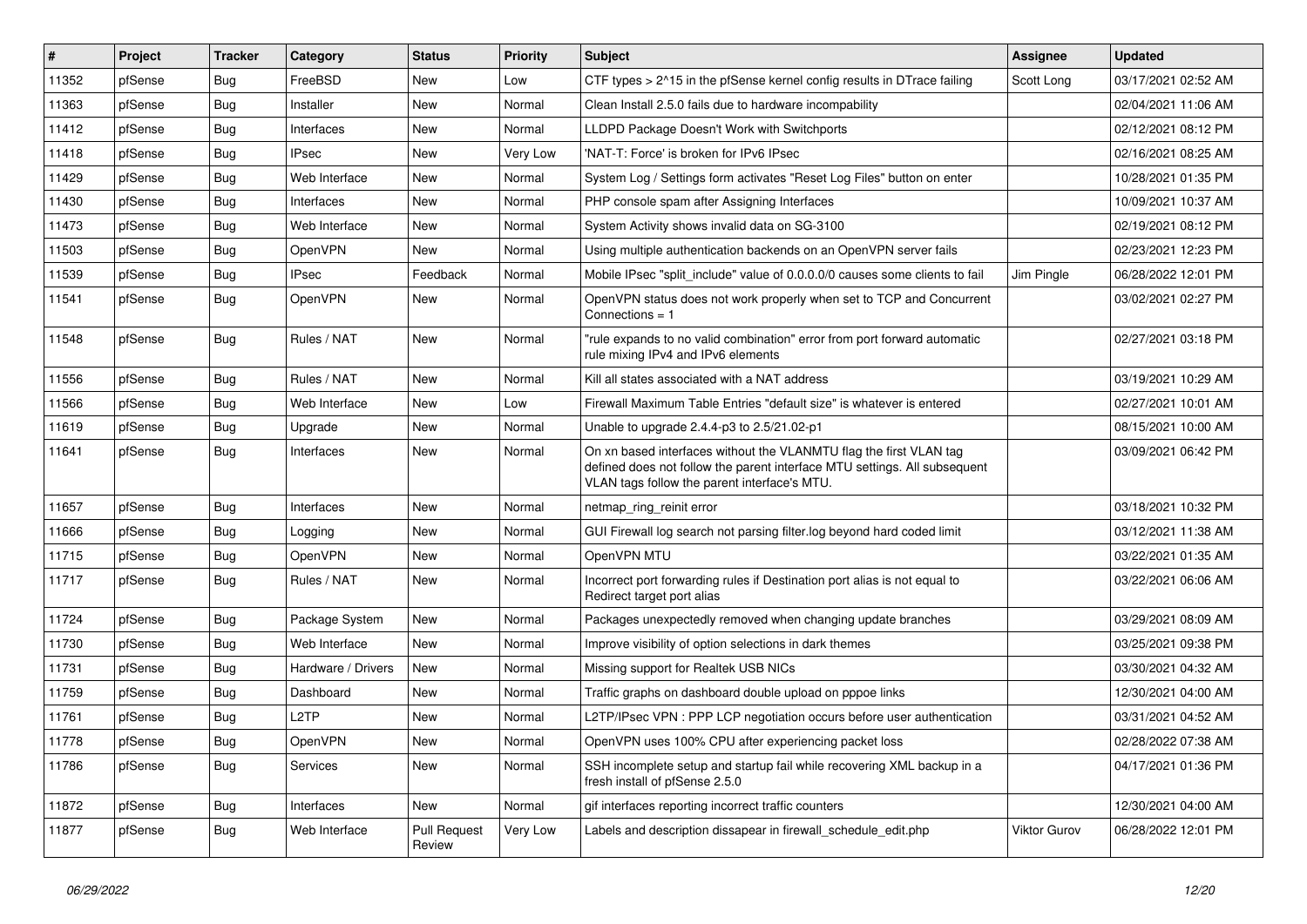| # | Project | Tracker | Category | Status | Priority | Subject | Assignee | Updated |
|---|---|---|---|---|---|---|---|---|
| 11352 | pfSense | Bug | FreeBSD | New | Low | CTF types > 2^15 in the pfSense kernel config results in DTrace failing | Scott Long | 03/17/2021 02:52 AM |
| 11363 | pfSense | Bug | Installer | New | Normal | Clean Install 2.5.0 fails due to hardware incompability | | 02/04/2021 11:06 AM |
| 11412 | pfSense | Bug | Interfaces | New | Normal | LLDPD Package Doesn't Work with Switchports | | 02/12/2021 08:12 PM |
| 11418 | pfSense | Bug | IPsec | New | Very Low | 'NAT-T: Force' is broken for IPv6 IPsec | | 02/16/2021 08:25 AM |
| 11429 | pfSense | Bug | Web Interface | New | Normal | System Log / Settings form activates "Reset Log Files" button on enter | | 10/28/2021 01:35 PM |
| 11430 | pfSense | Bug | Interfaces | New | Normal | PHP console spam after Assigning Interfaces | | 10/09/2021 10:37 AM |
| 11473 | pfSense | Bug | Web Interface | New | Normal | System Activity shows invalid data on SG-3100 | | 02/19/2021 08:12 PM |
| 11503 | pfSense | Bug | OpenVPN | New | Normal | Using multiple authentication backends on an OpenVPN server fails | | 02/23/2021 12:23 PM |
| 11539 | pfSense | Bug | IPsec | Feedback | Normal | Mobile IPsec "split_include" value of 0.0.0.0/0 causes some clients to fail | Jim Pingle | 06/28/2022 12:01 PM |
| 11541 | pfSense | Bug | OpenVPN | New | Normal | OpenVPN status does not work properly when set to TCP and Concurrent Connections = 1 | | 03/02/2021 02:27 PM |
| 11548 | pfSense | Bug | Rules / NAT | New | Normal | "rule expands to no valid combination" error from port forward automatic rule mixing IPv4 and IPv6 elements | | 02/27/2021 03:18 PM |
| 11556 | pfSense | Bug | Rules / NAT | New | Normal | Kill all states associated with a NAT address | | 03/19/2021 10:29 AM |
| 11566 | pfSense | Bug | Web Interface | New | Low | Firewall Maximum Table Entries "default size" is whatever is entered | | 02/27/2021 10:01 AM |
| 11619 | pfSense | Bug | Upgrade | New | Normal | Unable to upgrade 2.4.4-p3 to 2.5/21.02-p1 | | 08/15/2021 10:00 AM |
| 11641 | pfSense | Bug | Interfaces | New | Normal | On xn based interfaces without the VLANMTU flag the first VLAN tag defined does not follow the parent interface MTU settings. All subsequent VLAN tags follow the parent interface's MTU. | | 03/09/2021 06:42 PM |
| 11657 | pfSense | Bug | Interfaces | New | Normal | netmap_ring_reinit error | | 03/18/2021 10:32 PM |
| 11666 | pfSense | Bug | Logging | New | Normal | GUI Firewall log search not parsing filter.log beyond hard coded limit | | 03/12/2021 11:38 AM |
| 11715 | pfSense | Bug | OpenVPN | New | Normal | OpenVPN MTU | | 03/22/2021 01:35 AM |
| 11717 | pfSense | Bug | Rules / NAT | New | Normal | Incorrect port forwarding rules if Destination port alias is not equal to Redirect target port alias | | 03/22/2021 06:06 AM |
| 11724 | pfSense | Bug | Package System | New | Normal | Packages unexpectedly removed when changing update branches | | 03/29/2021 08:09 AM |
| 11730 | pfSense | Bug | Web Interface | New | Normal | Improve visibility of option selections in dark themes | | 03/25/2021 09:38 PM |
| 11731 | pfSense | Bug | Hardware / Drivers | New | Normal | Missing support for Realtek USB NICs | | 03/30/2021 04:32 AM |
| 11759 | pfSense | Bug | Dashboard | New | Normal | Traffic graphs on dashboard double upload on pppoe links | | 12/30/2021 04:00 AM |
| 11761 | pfSense | Bug | L2TP | New | Normal | L2TP/IPsec VPN : PPP LCP negotiation occurs before user authentication | | 03/31/2021 04:52 AM |
| 11778 | pfSense | Bug | OpenVPN | New | Normal | OpenVPN uses 100% CPU after experiencing packet loss | | 02/28/2022 07:38 AM |
| 11786 | pfSense | Bug | Services | New | Normal | SSH incomplete setup and startup fail while recovering XML backup in a fresh install of pfSense 2.5.0 | | 04/17/2021 01:36 PM |
| 11872 | pfSense | Bug | Interfaces | New | Normal | gif interfaces reporting incorrect traffic counters | | 12/30/2021 04:00 AM |
| 11877 | pfSense | Bug | Web Interface | Pull Request Review | Very Low | Labels and description dissapear in firewall_schedule_edit.php | Viktor Gurov | 06/28/2022 12:01 PM |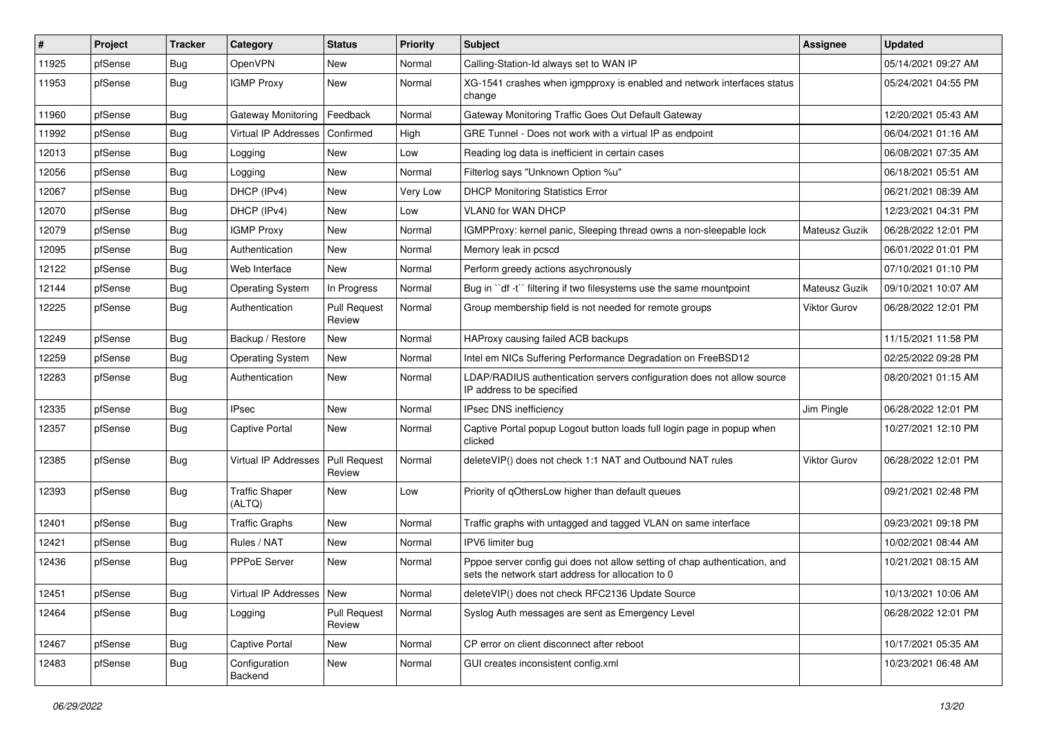| # | Project | Tracker | Category | Status | Priority | Subject | Assignee | Updated |
|---|---|---|---|---|---|---|---|---|
| 11925 | pfSense | Bug | OpenVPN | New | Normal | Calling-Station-Id always set to WAN IP | | 05/14/2021 09:27 AM |
| 11953 | pfSense | Bug | IGMP Proxy | New | Normal | XG-1541 crashes when igmpproxy is enabled and network interfaces status change | | 05/24/2021 04:55 PM |
| 11960 | pfSense | Bug | Gateway Monitoring | Feedback | Normal | Gateway Monitoring Traffic Goes Out Default Gateway | | 12/20/2021 05:43 AM |
| 11992 | pfSense | Bug | Virtual IP Addresses | Confirmed | High | GRE Tunnel - Does not work with a virtual IP as endpoint | | 06/04/2021 01:16 AM |
| 12013 | pfSense | Bug | Logging | New | Low | Reading log data is inefficient in certain cases | | 06/08/2021 07:35 AM |
| 12056 | pfSense | Bug | Logging | New | Normal | Filterlog says "Unknown Option %u" | | 06/18/2021 05:51 AM |
| 12067 | pfSense | Bug | DHCP (IPv4) | New | Very Low | DHCP Monitoring Statistics Error | | 06/21/2021 08:39 AM |
| 12070 | pfSense | Bug | DHCP (IPv4) | New | Low | VLAN0 for WAN DHCP | | 12/23/2021 04:31 PM |
| 12079 | pfSense | Bug | IGMP Proxy | New | Normal | IGMPProxy: kernel panic, Sleeping thread owns a non-sleepable lock | Mateusz Guzik | 06/28/2022 12:01 PM |
| 12095 | pfSense | Bug | Authentication | New | Normal | Memory leak in pcscd | | 06/01/2022 01:01 PM |
| 12122 | pfSense | Bug | Web Interface | New | Normal | Perform greedy actions asychronously | | 07/10/2021 01:10 PM |
| 12144 | pfSense | Bug | Operating System | In Progress | Normal | Bug in ``df -t`` filtering if two filesystems use the same mountpoint | Mateusz Guzik | 09/10/2021 10:07 AM |
| 12225 | pfSense | Bug | Authentication | Pull Request Review | Normal | Group membership field is not needed for remote groups | Viktor Gurov | 06/28/2022 12:01 PM |
| 12249 | pfSense | Bug | Backup / Restore | New | Normal | HAProxy causing failed ACB backups | | 11/15/2021 11:58 PM |
| 12259 | pfSense | Bug | Operating System | New | Normal | Intel em NICs Suffering Performance Degradation on FreeBSD12 | | 02/25/2022 09:28 PM |
| 12283 | pfSense | Bug | Authentication | New | Normal | LDAP/RADIUS authentication servers configuration does not allow source IP address to be specified | | 08/20/2021 01:15 AM |
| 12335 | pfSense | Bug | IPsec | New | Normal | IPsec DNS inefficiency | Jim Pingle | 06/28/2022 12:01 PM |
| 12357 | pfSense | Bug | Captive Portal | New | Normal | Captive Portal popup Logout button loads full login page in popup when clicked | | 10/27/2021 12:10 PM |
| 12385 | pfSense | Bug | Virtual IP Addresses | Pull Request Review | Normal | deleteVIP() does not check 1:1 NAT and Outbound NAT rules | Viktor Gurov | 06/28/2022 12:01 PM |
| 12393 | pfSense | Bug | Traffic Shaper (ALTQ) | New | Low | Priority of qOthersLow higher than default queues | | 09/21/2021 02:48 PM |
| 12401 | pfSense | Bug | Traffic Graphs | New | Normal | Traffic graphs with untagged and tagged VLAN on same interface | | 09/23/2021 09:18 PM |
| 12421 | pfSense | Bug | Rules / NAT | New | Normal | IPV6 limiter bug | | 10/02/2021 08:44 AM |
| 12436 | pfSense | Bug | PPPoE Server | New | Normal | Pppoe server config gui does not allow setting of chap authentication, and sets the network start address for allocation to 0 | | 10/21/2021 08:15 AM |
| 12451 | pfSense | Bug | Virtual IP Addresses | New | Normal | deleteVIP() does not check RFC2136 Update Source | | 10/13/2021 10:06 AM |
| 12464 | pfSense | Bug | Logging | Pull Request Review | Normal | Syslog Auth messages are sent as Emergency Level | | 06/28/2022 12:01 PM |
| 12467 | pfSense | Bug | Captive Portal | New | Normal | CP error on client disconnect after reboot | | 10/17/2021 05:35 AM |
| 12483 | pfSense | Bug | Configuration Backend | New | Normal | GUI creates inconsistent config.xml | | 10/23/2021 06:48 AM |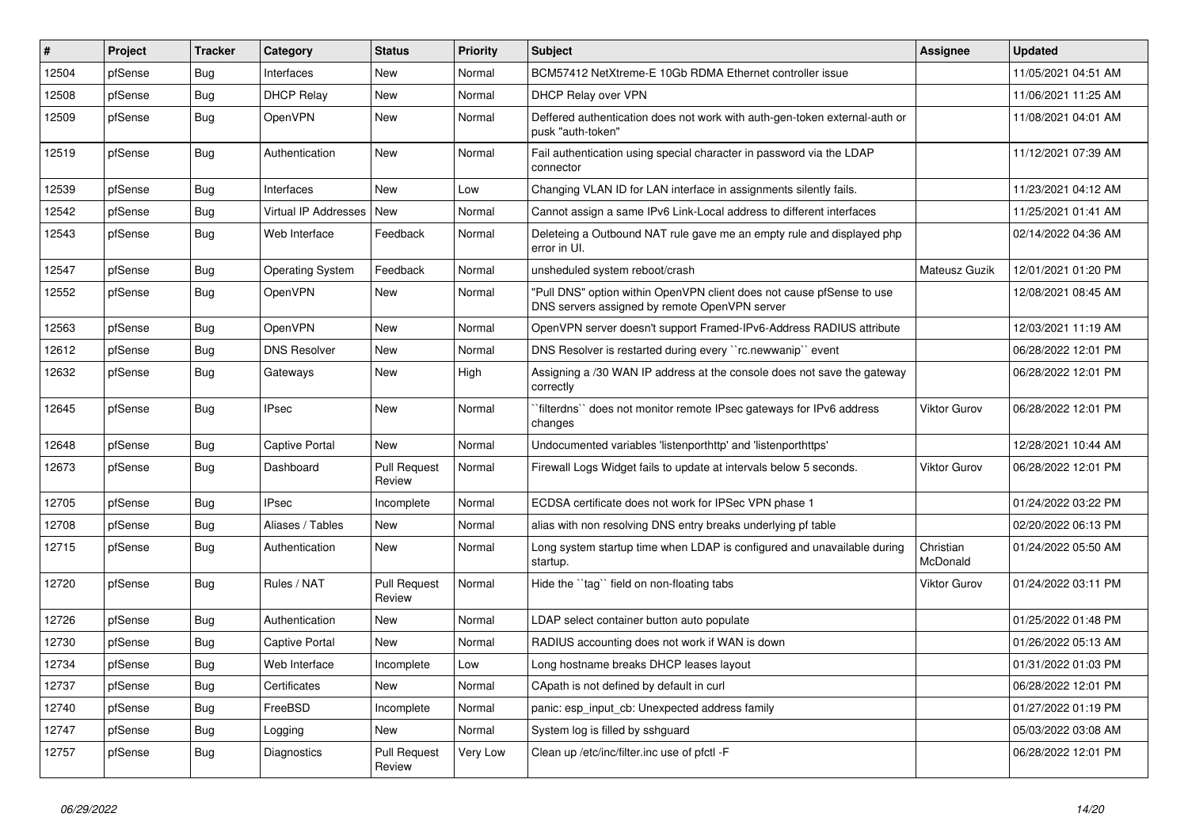| # | Project | Tracker | Category | Status | Priority | Subject | Assignee | Updated |
|---|---|---|---|---|---|---|---|---|
| 12504 | pfSense | Bug | Interfaces | New | Normal | BCM57412 NetXtreme-E 10Gb RDMA Ethernet controller issue | | 11/05/2021 04:51 AM |
| 12508 | pfSense | Bug | DHCP Relay | New | Normal | DHCP Relay over VPN | | 11/06/2021 11:25 AM |
| 12509 | pfSense | Bug | OpenVPN | New | Normal | Deffered authentication does not work with auth-gen-token external-auth or pusk "auth-token" | | 11/08/2021 04:01 AM |
| 12519 | pfSense | Bug | Authentication | New | Normal | Fail authentication using special character in password via the LDAP connector | | 11/12/2021 07:39 AM |
| 12539 | pfSense | Bug | Interfaces | New | Low | Changing VLAN ID for LAN interface in assignments silently fails. | | 11/23/2021 04:12 AM |
| 12542 | pfSense | Bug | Virtual IP Addresses | New | Normal | Cannot assign a same IPv6 Link-Local address to different interfaces | | 11/25/2021 01:41 AM |
| 12543 | pfSense | Bug | Web Interface | Feedback | Normal | Deleteing a Outbound NAT rule gave me an empty rule and displayed php error in UI. | | 02/14/2022 04:36 AM |
| 12547 | pfSense | Bug | Operating System | Feedback | Normal | unsheduled system reboot/crash | Mateusz Guzik | 12/01/2021 01:20 PM |
| 12552 | pfSense | Bug | OpenVPN | New | Normal | "Pull DNS" option within OpenVPN client does not cause pfSense to use DNS servers assigned by remote OpenVPN server | | 12/08/2021 08:45 AM |
| 12563 | pfSense | Bug | OpenVPN | New | Normal | OpenVPN server doesn't support Framed-IPv6-Address RADIUS attribute | | 12/03/2021 11:19 AM |
| 12612 | pfSense | Bug | DNS Resolver | New | Normal | DNS Resolver is restarted during every ``rc.newwanip`` event | | 06/28/2022 12:01 PM |
| 12632 | pfSense | Bug | Gateways | New | High | Assigning a /30 WAN IP address at the console does not save the gateway correctly | | 06/28/2022 12:01 PM |
| 12645 | pfSense | Bug | IPsec | New | Normal | ``filterdns`` does not monitor remote IPsec gateways for IPv6 address changes | Viktor Gurov | 06/28/2022 12:01 PM |
| 12648 | pfSense | Bug | Captive Portal | New | Normal | Undocumented variables 'listenporthttp' and 'listenporthttps' | | 12/28/2021 10:44 AM |
| 12673 | pfSense | Bug | Dashboard | Pull Request Review | Normal | Firewall Logs Widget fails to update at intervals below 5 seconds. | Viktor Gurov | 06/28/2022 12:01 PM |
| 12705 | pfSense | Bug | IPsec | Incomplete | Normal | ECDSA certificate does not work for IPSec VPN phase 1 | | 01/24/2022 03:22 PM |
| 12708 | pfSense | Bug | Aliases / Tables | New | Normal | alias with non resolving DNS entry breaks underlying pf table | | 02/20/2022 06:13 PM |
| 12715 | pfSense | Bug | Authentication | New | Normal | Long system startup time when LDAP is configured and unavailable during startup. | Christian McDonald | 01/24/2022 05:50 AM |
| 12720 | pfSense | Bug | Rules / NAT | Pull Request Review | Normal | Hide the ``tag`` field on non-floating tabs | Viktor Gurov | 01/24/2022 03:11 PM |
| 12726 | pfSense | Bug | Authentication | New | Normal | LDAP select container button auto populate | | 01/25/2022 01:48 PM |
| 12730 | pfSense | Bug | Captive Portal | New | Normal | RADIUS accounting does not work if WAN is down | | 01/26/2022 05:13 AM |
| 12734 | pfSense | Bug | Web Interface | Incomplete | Low | Long hostname breaks DHCP leases layout | | 01/31/2022 01:03 PM |
| 12737 | pfSense | Bug | Certificates | New | Normal | CApath is not defined by default in curl | | 06/28/2022 12:01 PM |
| 12740 | pfSense | Bug | FreeBSD | Incomplete | Normal | panic: esp_input_cb: Unexpected address family | | 01/27/2022 01:19 PM |
| 12747 | pfSense | Bug | Logging | New | Normal | System log is filled by sshguard | | 05/03/2022 03:08 AM |
| 12757 | pfSense | Bug | Diagnostics | Pull Request Review | Very Low | Clean up /etc/inc/filter.inc use of pfctl -F | | 06/28/2022 12:01 PM |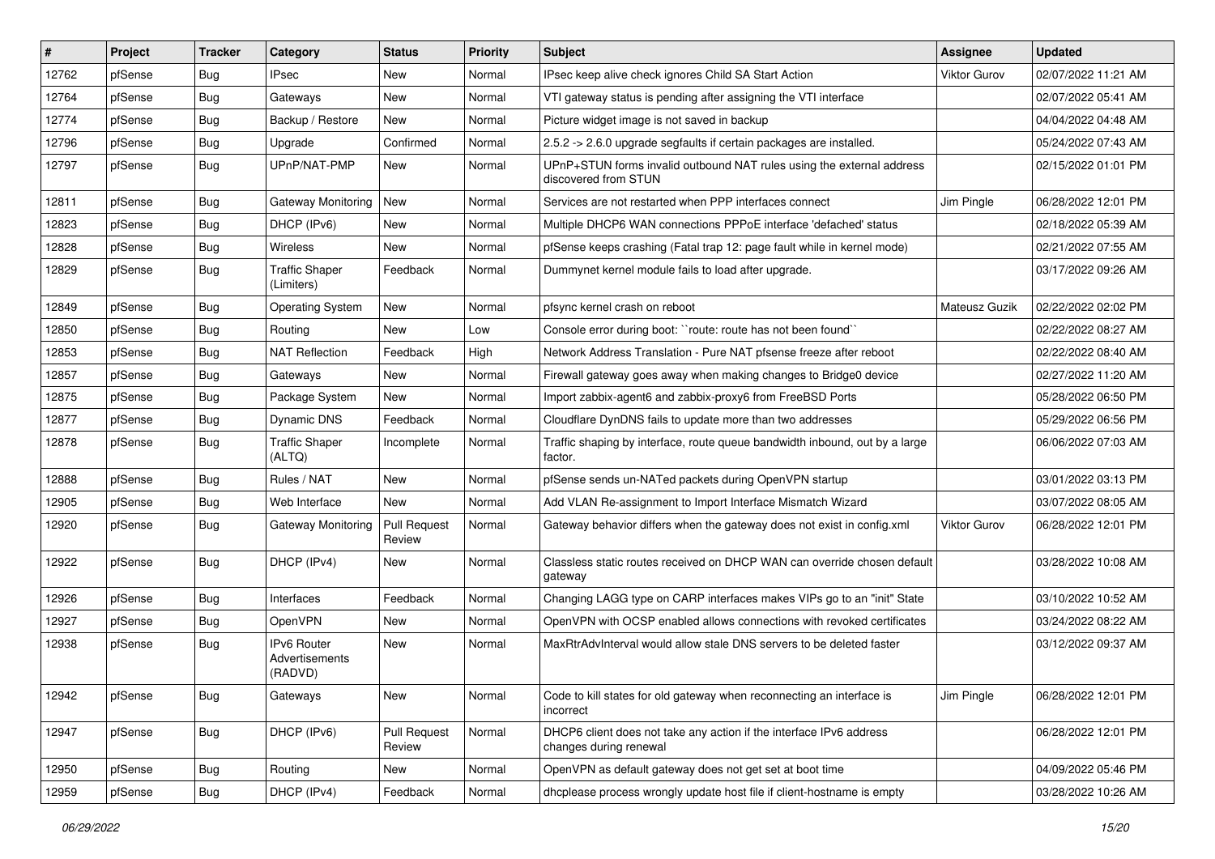| # | Project | Tracker | Category | Status | Priority | Subject | Assignee | Updated |
|---|---|---|---|---|---|---|---|---|
| 12762 | pfSense | Bug | IPsec | New | Normal | IPsec keep alive check ignores Child SA Start Action | Viktor Gurov | 02/07/2022 11:21 AM |
| 12764 | pfSense | Bug | Gateways | New | Normal | VTI gateway status is pending after assigning the VTI interface | | 02/07/2022 05:41 AM |
| 12774 | pfSense | Bug | Backup / Restore | New | Normal | Picture widget image is not saved in backup | | 04/04/2022 04:48 AM |
| 12796 | pfSense | Bug | Upgrade | Confirmed | Normal | 2.5.2 -> 2.6.0 upgrade segfaults if certain packages are installed. | | 05/24/2022 07:43 AM |
| 12797 | pfSense | Bug | UPnP/NAT-PMP | New | Normal | UPnP+STUN forms invalid outbound NAT rules using the external address discovered from STUN | | 02/15/2022 01:01 PM |
| 12811 | pfSense | Bug | Gateway Monitoring | New | Normal | Services are not restarted when PPP interfaces connect | Jim Pingle | 06/28/2022 12:01 PM |
| 12823 | pfSense | Bug | DHCP (IPv6) | New | Normal | Multiple DHCP6 WAN connections PPPoE interface 'defached' status | | 02/18/2022 05:39 AM |
| 12828 | pfSense | Bug | Wireless | New | Normal | pfSense keeps crashing (Fatal trap 12: page fault while in kernel mode) | | 02/21/2022 07:55 AM |
| 12829 | pfSense | Bug | Traffic Shaper (Limiters) | Feedback | Normal | Dummynet kernel module fails to load after upgrade. | | 03/17/2022 09:26 AM |
| 12849 | pfSense | Bug | Operating System | New | Normal | pfsync kernel crash on reboot | Mateusz Guzik | 02/22/2022 02:02 PM |
| 12850 | pfSense | Bug | Routing | New | Low | Console error during boot: ``route: route has not been found`` | | 02/22/2022 08:27 AM |
| 12853 | pfSense | Bug | NAT Reflection | Feedback | High | Network Address Translation - Pure NAT pfsense freeze after reboot | | 02/22/2022 08:40 AM |
| 12857 | pfSense | Bug | Gateways | New | Normal | Firewall gateway goes away when making changes to Bridge0 device | | 02/27/2022 11:20 AM |
| 12875 | pfSense | Bug | Package System | New | Normal | Import zabbix-agent6 and zabbix-proxy6 from FreeBSD Ports | | 05/28/2022 06:50 PM |
| 12877 | pfSense | Bug | Dynamic DNS | Feedback | Normal | Cloudflare DynDNS fails to update more than two addresses | | 05/29/2022 06:56 PM |
| 12878 | pfSense | Bug | Traffic Shaper (ALTQ) | Incomplete | Normal | Traffic shaping by interface, route queue bandwidth inbound, out by a large factor. | | 06/06/2022 07:03 AM |
| 12888 | pfSense | Bug | Rules / NAT | New | Normal | pfSense sends un-NATed packets during OpenVPN startup | | 03/01/2022 03:13 PM |
| 12905 | pfSense | Bug | Web Interface | New | Normal | Add VLAN Re-assignment to Import Interface Mismatch Wizard | | 03/07/2022 08:05 AM |
| 12920 | pfSense | Bug | Gateway Monitoring | Pull Request Review | Normal | Gateway behavior differs when the gateway does not exist in config.xml | Viktor Gurov | 06/28/2022 12:01 PM |
| 12922 | pfSense | Bug | DHCP (IPv4) | New | Normal | Classless static routes received on DHCP WAN can override chosen default gateway | | 03/28/2022 10:08 AM |
| 12926 | pfSense | Bug | Interfaces | Feedback | Normal | Changing LAGG type on CARP interfaces makes VIPs go to an "init" State | | 03/10/2022 10:52 AM |
| 12927 | pfSense | Bug | OpenVPN | New | Normal | OpenVPN with OCSP enabled allows connections with revoked certificates | | 03/24/2022 08:22 AM |
| 12938 | pfSense | Bug | IPv6 Router Advertisements (RADVD) | New | Normal | MaxRtrAdvInterval would allow stale DNS servers to be deleted faster | | 03/12/2022 09:37 AM |
| 12942 | pfSense | Bug | Gateways | New | Normal | Code to kill states for old gateway when reconnecting an interface is incorrect | Jim Pingle | 06/28/2022 12:01 PM |
| 12947 | pfSense | Bug | DHCP (IPv6) | Pull Request Review | Normal | DHCP6 client does not take any action if the interface IPv6 address changes during renewal | | 06/28/2022 12:01 PM |
| 12950 | pfSense | Bug | Routing | New | Normal | OpenVPN as default gateway does not get set at boot time | | 04/09/2022 05:46 PM |
| 12959 | pfSense | Bug | DHCP (IPv4) | Feedback | Normal | dhcplease process wrongly update host file if client-hostname is empty | | 03/28/2022 10:26 AM |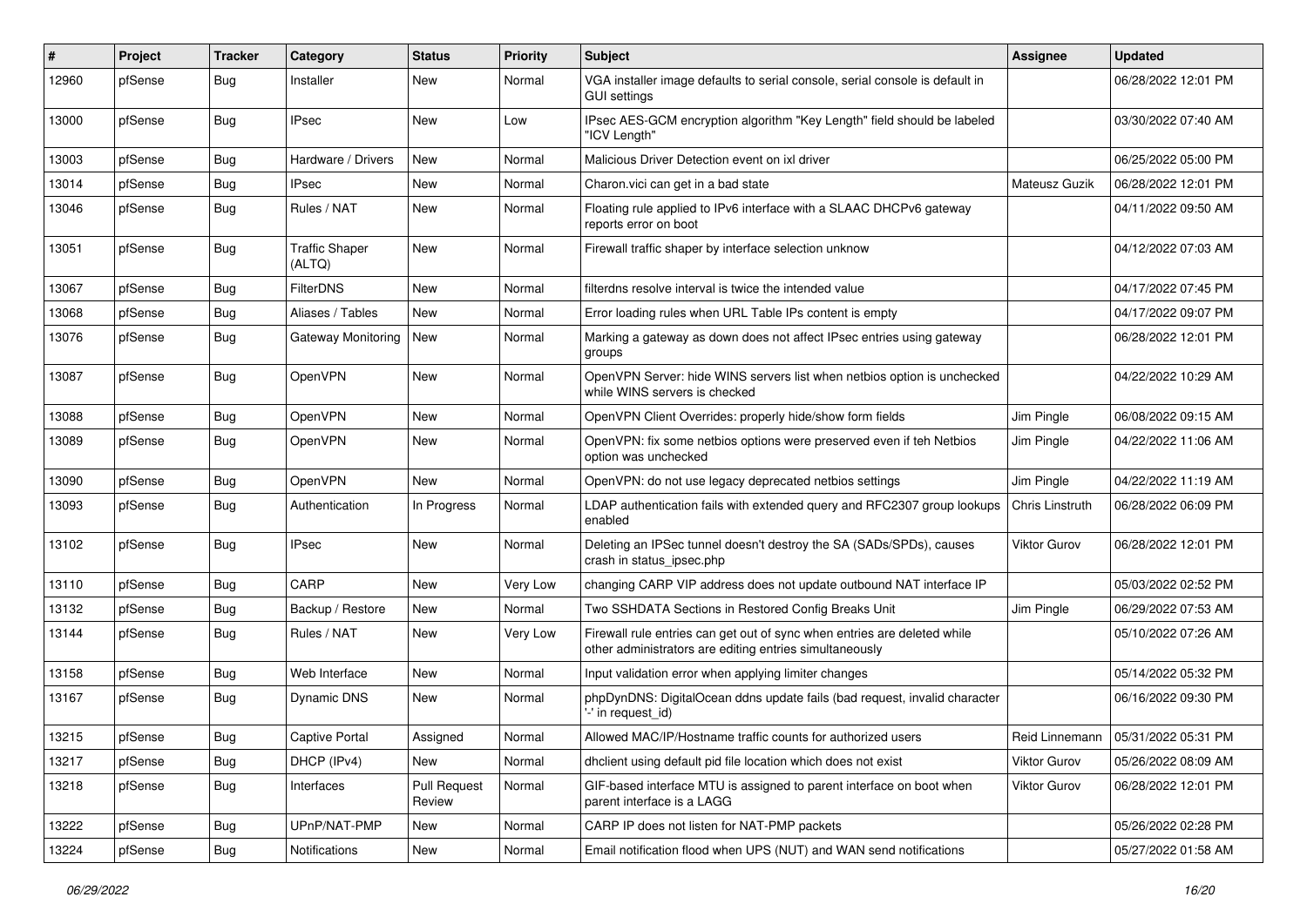| # | Project | Tracker | Category | Status | Priority | Subject | Assignee | Updated |
|---|---|---|---|---|---|---|---|---|
| 12960 | pfSense | Bug | Installer | New | Normal | VGA installer image defaults to serial console, serial console is default in GUI settings | | 06/28/2022 12:01 PM |
| 13000 | pfSense | Bug | IPsec | New | Low | IPsec AES-GCM encryption algorithm "Key Length" field should be labeled "ICV Length" | | 03/30/2022 07:40 AM |
| 13003 | pfSense | Bug | Hardware / Drivers | New | Normal | Malicious Driver Detection event on ixl driver | | 06/25/2022 05:00 PM |
| 13014 | pfSense | Bug | IPsec | New | Normal | Charon.vici can get in a bad state | Mateusz Guzik | 06/28/2022 12:01 PM |
| 13046 | pfSense | Bug | Rules / NAT | New | Normal | Floating rule applied to IPv6 interface with a SLAAC DHCPv6 gateway reports error on boot | | 04/11/2022 09:50 AM |
| 13051 | pfSense | Bug | Traffic Shaper (ALTQ) | New | Normal | Firewall traffic shaper by interface selection unknow | | 04/12/2022 07:03 AM |
| 13067 | pfSense | Bug | FilterDNS | New | Normal | filterdns resolve interval is twice the intended value | | 04/17/2022 07:45 PM |
| 13068 | pfSense | Bug | Aliases / Tables | New | Normal | Error loading rules when URL Table IPs content is empty | | 04/17/2022 09:07 PM |
| 13076 | pfSense | Bug | Gateway Monitoring | New | Normal | Marking a gateway as down does not affect IPsec entries using gateway groups | | 06/28/2022 12:01 PM |
| 13087 | pfSense | Bug | OpenVPN | New | Normal | OpenVPN Server: hide WINS servers list when netbios option is unchecked while WINS servers is checked | | 04/22/2022 10:29 AM |
| 13088 | pfSense | Bug | OpenVPN | New | Normal | OpenVPN Client Overrides: properly hide/show form fields | Jim Pingle | 06/08/2022 09:15 AM |
| 13089 | pfSense | Bug | OpenVPN | New | Normal | OpenVPN: fix some netbios options were preserved even if teh Netbios option was unchecked | Jim Pingle | 04/22/2022 11:06 AM |
| 13090 | pfSense | Bug | OpenVPN | New | Normal | OpenVPN: do not use legacy deprecated netbios settings | Jim Pingle | 04/22/2022 11:19 AM |
| 13093 | pfSense | Bug | Authentication | In Progress | Normal | LDAP authentication fails with extended query and RFC2307 group lookups enabled | Chris Linstruth | 06/28/2022 06:09 PM |
| 13102 | pfSense | Bug | IPsec | New | Normal | Deleting an IPSec tunnel doesn't destroy the SA (SADs/SPDs), causes crash in status_ipsec.php | Viktor Gurov | 06/28/2022 12:01 PM |
| 13110 | pfSense | Bug | CARP | New | Very Low | changing CARP VIP address does not update outbound NAT interface IP | | 05/03/2022 02:52 PM |
| 13132 | pfSense | Bug | Backup / Restore | New | Normal | Two SSHDATA Sections in Restored Config Breaks Unit | Jim Pingle | 06/29/2022 07:53 AM |
| 13144 | pfSense | Bug | Rules / NAT | New | Very Low | Firewall rule entries can get out of sync when entries are deleted while other administrators are editing entries simultaneously | | 05/10/2022 07:26 AM |
| 13158 | pfSense | Bug | Web Interface | New | Normal | Input validation error when applying limiter changes | | 05/14/2022 05:32 PM |
| 13167 | pfSense | Bug | Dynamic DNS | New | Normal | phpDynDNS: DigitalOcean ddns update fails (bad request, invalid character '-' in request_id) | | 06/16/2022 09:30 PM |
| 13215 | pfSense | Bug | Captive Portal | Assigned | Normal | Allowed MAC/IP/Hostname traffic counts for authorized users | Reid Linnemann | 05/31/2022 05:31 PM |
| 13217 | pfSense | Bug | DHCP (IPv4) | New | Normal | dhclient using default pid file location which does not exist | Viktor Gurov | 05/26/2022 08:09 AM |
| 13218 | pfSense | Bug | Interfaces | Pull Request Review | Normal | GIF-based interface MTU is assigned to parent interface on boot when parent interface is a LAGG | Viktor Gurov | 06/28/2022 12:01 PM |
| 13222 | pfSense | Bug | UPnP/NAT-PMP | New | Normal | CARP IP does not listen for NAT-PMP packets | | 05/26/2022 02:28 PM |
| 13224 | pfSense | Bug | Notifications | New | Normal | Email notification flood when UPS (NUT) and WAN send notifications | | 05/27/2022 01:58 AM |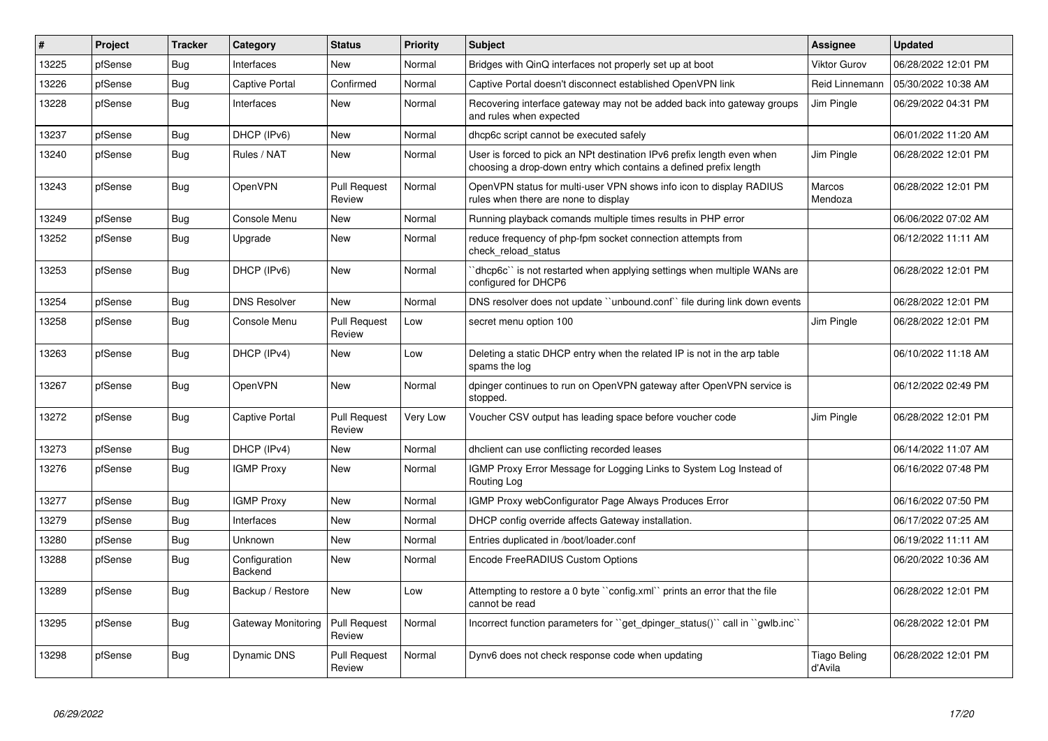| # | Project | Tracker | Category | Status | Priority | Subject | Assignee | Updated |
|---|---|---|---|---|---|---|---|---|
| 13225 | pfSense | Bug | Interfaces | New | Normal | Bridges with QinQ interfaces not properly set up at boot | Viktor Gurov | 06/28/2022 12:01 PM |
| 13226 | pfSense | Bug | Captive Portal | Confirmed | Normal | Captive Portal doesn't disconnect established OpenVPN link | Reid Linnemann | 05/30/2022 10:38 AM |
| 13228 | pfSense | Bug | Interfaces | New | Normal | Recovering interface gateway may not be added back into gateway groups and rules when expected | Jim Pingle | 06/29/2022 04:31 PM |
| 13237 | pfSense | Bug | DHCP (IPv6) | New | Normal | dhcp6c script cannot be executed safely | | 06/01/2022 11:20 AM |
| 13240 | pfSense | Bug | Rules / NAT | New | Normal | User is forced to pick an NPt destination IPv6 prefix length even when choosing a drop-down entry which contains a defined prefix length | Jim Pingle | 06/28/2022 12:01 PM |
| 13243 | pfSense | Bug | OpenVPN | Pull Request Review | Normal | OpenVPN status for multi-user VPN shows info icon to display RADIUS rules when there are none to display | Marcos Mendoza | 06/28/2022 12:01 PM |
| 13249 | pfSense | Bug | Console Menu | New | Normal | Running playback comands multiple times results in PHP error | | 06/06/2022 07:02 AM |
| 13252 | pfSense | Bug | Upgrade | New | Normal | reduce frequency of php-fpm socket connection attempts from check_reload_status | | 06/12/2022 11:11 AM |
| 13253 | pfSense | Bug | DHCP (IPv6) | New | Normal | ``dhcp6c`` is not restarted when applying settings when multiple WANs are configured for DHCP6 | | 06/28/2022 12:01 PM |
| 13254 | pfSense | Bug | DNS Resolver | New | Normal | DNS resolver does not update ``unbound.conf`` file during link down events | | 06/28/2022 12:01 PM |
| 13258 | pfSense | Bug | Console Menu | Pull Request Review | Low | secret menu option 100 | Jim Pingle | 06/28/2022 12:01 PM |
| 13263 | pfSense | Bug | DHCP (IPv4) | New | Low | Deleting a static DHCP entry when the related IP is not in the arp table spams the log | | 06/10/2022 11:18 AM |
| 13267 | pfSense | Bug | OpenVPN | New | Normal | dpinger continues to run on OpenVPN gateway after OpenVPN service is stopped. | | 06/12/2022 02:49 PM |
| 13272 | pfSense | Bug | Captive Portal | Pull Request Review | Very Low | Voucher CSV output has leading space before voucher code | Jim Pingle | 06/28/2022 12:01 PM |
| 13273 | pfSense | Bug | DHCP (IPv4) | New | Normal | dhclient can use conflicting recorded leases | | 06/14/2022 11:07 AM |
| 13276 | pfSense | Bug | IGMP Proxy | New | Normal | IGMP Proxy Error Message for Logging Links to System Log Instead of Routing Log | | 06/16/2022 07:48 PM |
| 13277 | pfSense | Bug | IGMP Proxy | New | Normal | IGMP Proxy webConfigurator Page Always Produces Error | | 06/16/2022 07:50 PM |
| 13279 | pfSense | Bug | Interfaces | New | Normal | DHCP config override affects Gateway installation. | | 06/17/2022 07:25 AM |
| 13280 | pfSense | Bug | Unknown | New | Normal | Entries duplicated in /boot/loader.conf | | 06/19/2022 11:11 AM |
| 13288 | pfSense | Bug | Configuration Backend | New | Normal | Encode FreeRADIUS Custom Options | | 06/20/2022 10:36 AM |
| 13289 | pfSense | Bug | Backup / Restore | New | Low | Attempting to restore a 0 byte ``config.xml`` prints an error that the file cannot be read | | 06/28/2022 12:01 PM |
| 13295 | pfSense | Bug | Gateway Monitoring | Pull Request Review | Normal | Incorrect function parameters for ``get_dpinger_status()`` call in ``gwlb.inc`` | | 06/28/2022 12:01 PM |
| 13298 | pfSense | Bug | Dynamic DNS | Pull Request Review | Normal | Dynv6 does not check response code when updating | Tiago Beling d'Avila | 06/28/2022 12:01 PM |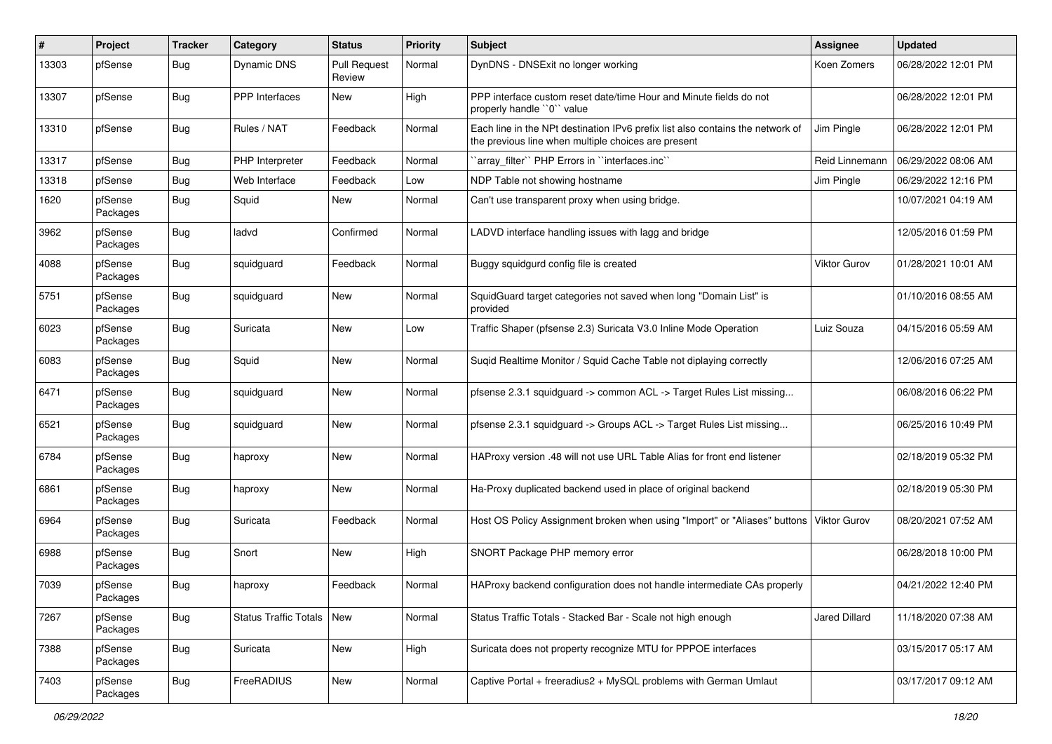| # | Project | Tracker | Category | Status | Priority | Subject | Assignee | Updated |
|---|---|---|---|---|---|---|---|---|
| 13303 | pfSense | Bug | Dynamic DNS | Pull Request Review | Normal | DynDNS - DNSExit no longer working | Koen Zomers | 06/28/2022 12:01 PM |
| 13307 | pfSense | Bug | PPP Interfaces | New | High | PPP interface custom reset date/time Hour and Minute fields do not properly handle ``0`` value | | 06/28/2022 12:01 PM |
| 13310 | pfSense | Bug | Rules / NAT | Feedback | Normal | Each line in the NPt destination IPv6 prefix list also contains the network of the previous line when multiple choices are present | Jim Pingle | 06/28/2022 12:01 PM |
| 13317 | pfSense | Bug | PHP Interpreter | Feedback | Normal | ``array_filter`` PHP Errors in ``interfaces.inc`` | Reid Linnemann | 06/29/2022 08:06 AM |
| 13318 | pfSense | Bug | Web Interface | Feedback | Low | NDP Table not showing hostname | Jim Pingle | 06/29/2022 12:16 PM |
| 1620 | pfSense Packages | Bug | Squid | New | Normal | Can't use transparent proxy when using bridge. | | 10/07/2021 04:19 AM |
| 3962 | pfSense Packages | Bug | ladvd | Confirmed | Normal | LADVD interface handling issues with lagg and bridge | | 12/05/2016 01:59 PM |
| 4088 | pfSense Packages | Bug | squidguard | Feedback | Normal | Buggy squidgurd config file is created | Viktor Gurov | 01/28/2021 10:01 AM |
| 5751 | pfSense Packages | Bug | squidguard | New | Normal | SquidGuard target categories not saved when long "Domain List" is provided | | 01/10/2016 08:55 AM |
| 6023 | pfSense Packages | Bug | Suricata | New | Low | Traffic Shaper (pfsense 2.3) Suricata V3.0 Inline Mode Operation | Luiz Souza | 04/15/2016 05:59 AM |
| 6083 | pfSense Packages | Bug | Squid | New | Normal | Suqid Realtime Monitor / Squid Cache Table not diplaying correctly | | 12/06/2016 07:25 AM |
| 6471 | pfSense Packages | Bug | squidguard | New | Normal | pfsense 2.3.1 squidguard -> common ACL -> Target Rules List missing... | | 06/08/2016 06:22 PM |
| 6521 | pfSense Packages | Bug | squidguard | New | Normal | pfsense 2.3.1 squidguard -> Groups ACL -> Target Rules List missing... | | 06/25/2016 10:49 PM |
| 6784 | pfSense Packages | Bug | haproxy | New | Normal | HAProxy version .48 will not use URL Table Alias for front end listener | | 02/18/2019 05:32 PM |
| 6861 | pfSense Packages | Bug | haproxy | New | Normal | Ha-Proxy duplicated backend used in place of original backend | | 02/18/2019 05:30 PM |
| 6964 | pfSense Packages | Bug | Suricata | Feedback | Normal | Host OS Policy Assignment broken when using "Import" or "Aliases" buttons | Viktor Gurov | 08/20/2021 07:52 AM |
| 6988 | pfSense Packages | Bug | Snort | New | High | SNORT Package PHP memory error | | 06/28/2018 10:00 PM |
| 7039 | pfSense Packages | Bug | haproxy | Feedback | Normal | HAProxy backend configuration does not handle intermediate CAs properly | | 04/21/2022 12:40 PM |
| 7267 | pfSense Packages | Bug | Status Traffic Totals | New | Normal | Status Traffic Totals - Stacked Bar - Scale not high enough | Jared Dillard | 11/18/2020 07:38 AM |
| 7388 | pfSense Packages | Bug | Suricata | New | High | Suricata does not property recognize MTU for PPPOE interfaces | | 03/15/2017 05:17 AM |
| 7403 | pfSense Packages | Bug | FreeRADIUS | New | Normal | Captive Portal + freeradius2 + MySQL problems with German Umlaut | | 03/17/2017 09:12 AM |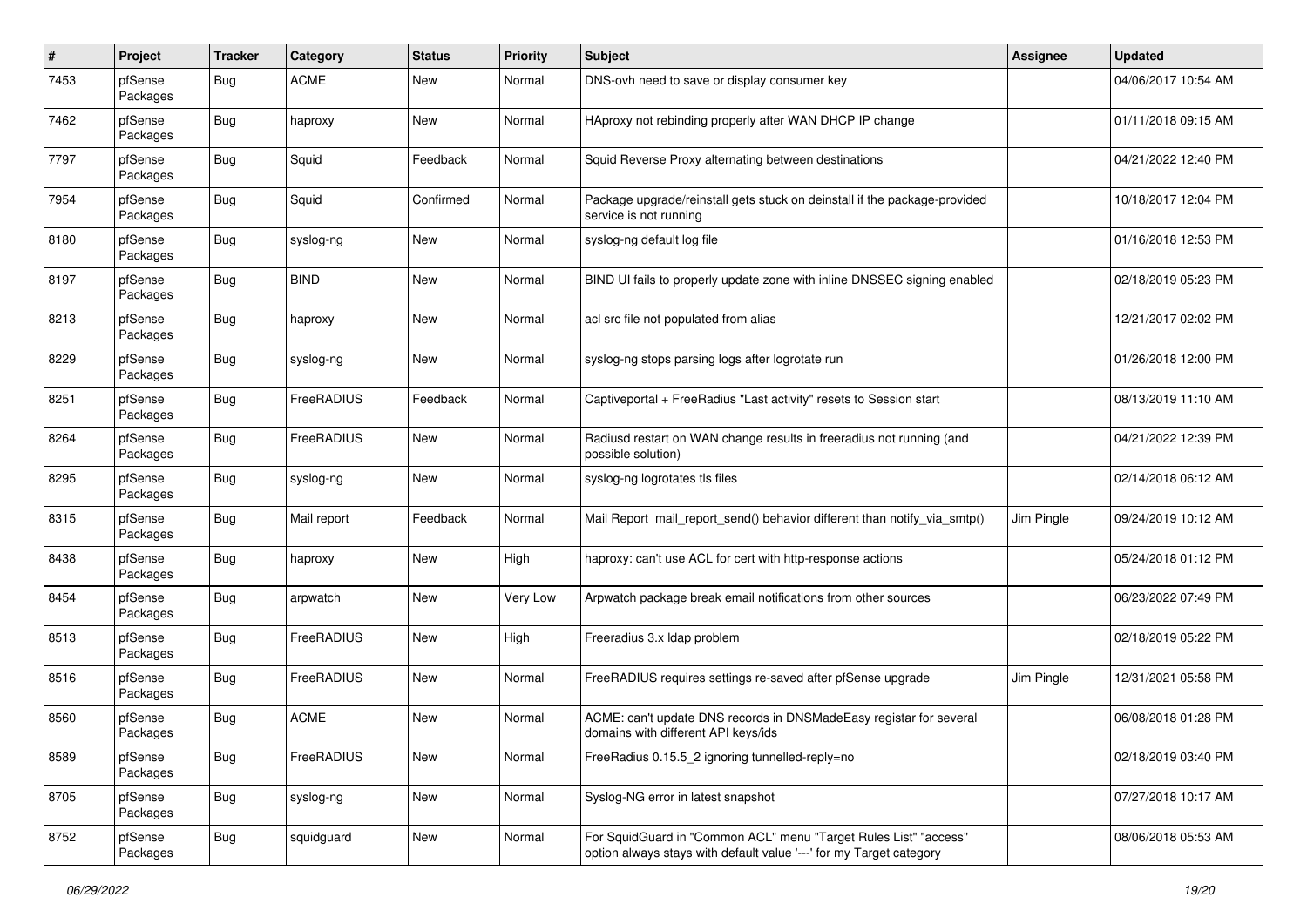| # | Project | Tracker | Category | Status | Priority | Subject | Assignee | Updated |
|---|---|---|---|---|---|---|---|---|
| 7453 | pfSense Packages | Bug | ACME | New | Normal | DNS-ovh need to save or display consumer key | | 04/06/2017 10:54 AM |
| 7462 | pfSense Packages | Bug | haproxy | New | Normal | HAproxy not rebinding properly after WAN DHCP IP change | | 01/11/2018 09:15 AM |
| 7797 | pfSense Packages | Bug | Squid | Feedback | Normal | Squid Reverse Proxy alternating between destinations | | 04/21/2022 12:40 PM |
| 7954 | pfSense Packages | Bug | Squid | Confirmed | Normal | Package upgrade/reinstall gets stuck on deinstall if the package-provided service is not running | | 10/18/2017 12:04 PM |
| 8180 | pfSense Packages | Bug | syslog-ng | New | Normal | syslog-ng default log file | | 01/16/2018 12:53 PM |
| 8197 | pfSense Packages | Bug | BIND | New | Normal | BIND UI fails to properly update zone with inline DNSSEC signing enabled | | 02/18/2019 05:23 PM |
| 8213 | pfSense Packages | Bug | haproxy | New | Normal | acl src file not populated from alias | | 12/21/2017 02:02 PM |
| 8229 | pfSense Packages | Bug | syslog-ng | New | Normal | syslog-ng stops parsing logs after logrotate run | | 01/26/2018 12:00 PM |
| 8251 | pfSense Packages | Bug | FreeRADIUS | Feedback | Normal | Captiveportal + FreeRadius "Last activity" resets to Session start | | 08/13/2019 11:10 AM |
| 8264 | pfSense Packages | Bug | FreeRADIUS | New | Normal | Radiusd restart on WAN change results in freeradius not running (and possible solution) | | 04/21/2022 12:39 PM |
| 8295 | pfSense Packages | Bug | syslog-ng | New | Normal | syslog-ng logrotates tls files | | 02/14/2018 06:12 AM |
| 8315 | pfSense Packages | Bug | Mail report | Feedback | Normal | Mail Report mail_report_send() behavior different than notify_via_smtp() | Jim Pingle | 09/24/2019 10:12 AM |
| 8438 | pfSense Packages | Bug | haproxy | New | High | haproxy: can't use ACL for cert with http-response actions | | 05/24/2018 01:12 PM |
| 8454 | pfSense Packages | Bug | arpwatch | New | Very Low | Arpwatch package break email notifications from other sources | | 06/23/2022 07:49 PM |
| 8513 | pfSense Packages | Bug | FreeRADIUS | New | High | Freeradius 3.x ldap problem | | 02/18/2019 05:22 PM |
| 8516 | pfSense Packages | Bug | FreeRADIUS | New | Normal | FreeRADIUS requires settings re-saved after pfSense upgrade | Jim Pingle | 12/31/2021 05:58 PM |
| 8560 | pfSense Packages | Bug | ACME | New | Normal | ACME: can't update DNS records in DNSMadeEasy registar for several domains with different API keys/ids | | 06/08/2018 01:28 PM |
| 8589 | pfSense Packages | Bug | FreeRADIUS | New | Normal | FreeRadius 0.15.5_2 ignoring tunnelled-reply=no | | 02/18/2019 03:40 PM |
| 8705 | pfSense Packages | Bug | syslog-ng | New | Normal | Syslog-NG error in latest snapshot | | 07/27/2018 10:17 AM |
| 8752 | pfSense Packages | Bug | squidguard | New | Normal | For SquidGuard in "Common ACL" menu "Target Rules List" "access" option always stays with default value '---' for my Target category | | 08/06/2018 05:53 AM |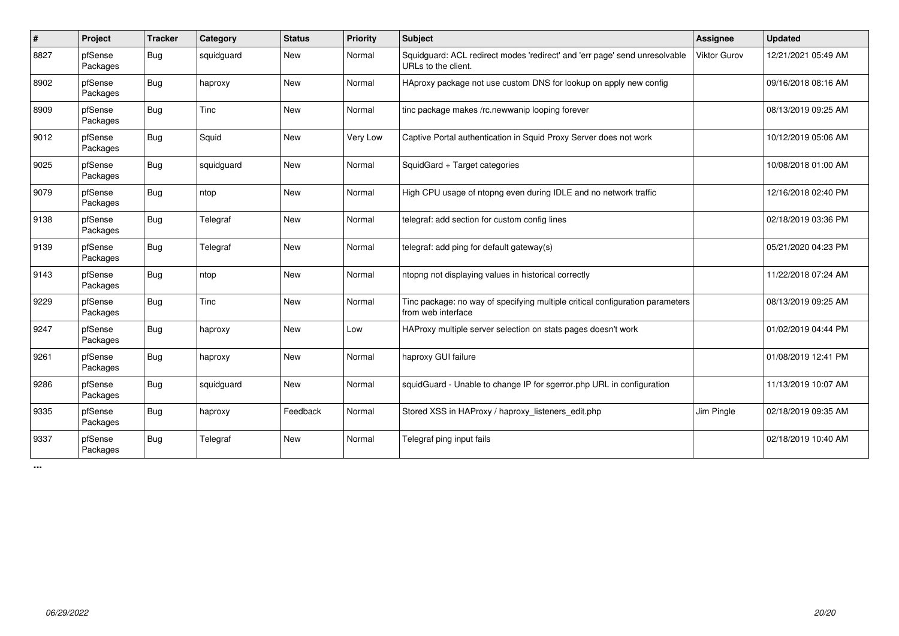| # | Project | Tracker | Category | Status | Priority | Subject | Assignee | Updated |
|---|---|---|---|---|---|---|---|---|
| 8827 | pfSense Packages | Bug | squidguard | New | Normal | Squidguard: ACL redirect modes 'redirect' and 'err page' send unresolvable URLs to the client. | Viktor Gurov | 12/21/2021 05:49 AM |
| 8902 | pfSense Packages | Bug | haproxy | New | Normal | HAproxy package not use custom DNS for lookup on apply new config | | 09/16/2018 08:16 AM |
| 8909 | pfSense Packages | Bug | Tinc | New | Normal | tinc package makes /rc.newwanip looping forever | | 08/13/2019 09:25 AM |
| 9012 | pfSense Packages | Bug | Squid | New | Very Low | Captive Portal authentication in Squid Proxy Server does not work | | 10/12/2019 05:06 AM |
| 9025 | pfSense Packages | Bug | squidguard | New | Normal | SquidGard + Target categories | | 10/08/2018 01:00 AM |
| 9079 | pfSense Packages | Bug | ntop | New | Normal | High CPU usage of ntopng even during IDLE and no network traffic | | 12/16/2018 02:40 PM |
| 9138 | pfSense Packages | Bug | Telegraf | New | Normal | telegraf: add section for custom config lines | | 02/18/2019 03:36 PM |
| 9139 | pfSense Packages | Bug | Telegraf | New | Normal | telegraf: add ping for default gateway(s) | | 05/21/2020 04:23 PM |
| 9143 | pfSense Packages | Bug | ntop | New | Normal | ntopng not displaying values in historical correctly | | 11/22/2018 07:24 AM |
| 9229 | pfSense Packages | Bug | Tinc | New | Normal | Tinc package: no way of specifying multiple critical configuration parameters from web interface | | 08/13/2019 09:25 AM |
| 9247 | pfSense Packages | Bug | haproxy | New | Low | HAProxy multiple server selection on stats pages doesn't work | | 01/02/2019 04:44 PM |
| 9261 | pfSense Packages | Bug | haproxy | New | Normal | haproxy GUI failure | | 01/08/2019 12:41 PM |
| 9286 | pfSense Packages | Bug | squidguard | New | Normal | squidGuard - Unable to change IP for sgerror.php URL in configuration | | 11/13/2019 10:07 AM |
| 9335 | pfSense Packages | Bug | haproxy | Feedback | Normal | Stored XSS in HAProxy / haproxy_listeners_edit.php | Jim Pingle | 02/18/2019 09:35 AM |
| 9337 | pfSense Packages | Bug | Telegraf | New | Normal | Telegraf ping input fails | | 02/18/2019 10:40 AM |

...